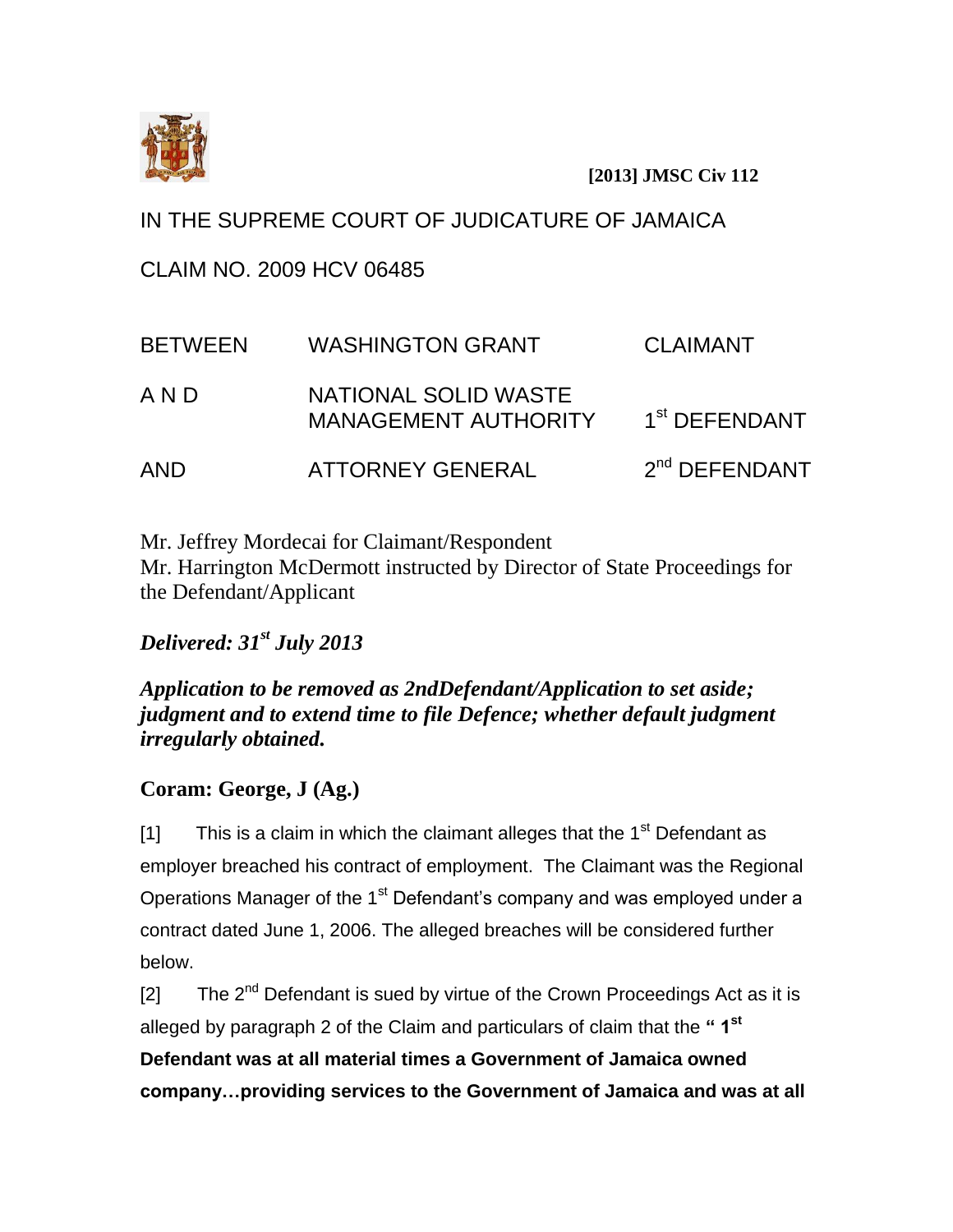**[2013] JMSC Civ 112**

IN THE SUPREME COURT OF JUDICATURE OF JAMAICA

CLAIM NO. 2009 HCV 06485

| | | |
|---|---|---|
| BETWEEN | WASHINGTON GRANT | CLAIMANT |
| A N D | NATIONAL SOLID WASTE MANAGEMENT AUTHORITY | 1st DEFENDANT |
| AND | ATTORNEY GENERAL | 2nd DEFENDANT |

Mr. Jeffrey Mordecai for Claimant/Respondent
Mr. Harrington McDermott instructed by Director of State Proceedings for the Defendant/Applicant

***Delivered: 31st July 2013***

***Application to be removed as 2ndDefendant/Application to set aside; judgment and to extend time to file Defence; whether default judgment irregularly obtained.***

**Coram: George, J (Ag.)**

[1] This is a claim in which the claimant alleges that the 1st Defendant as employer breached his contract of employment. The Claimant was the Regional Operations Manager of the 1st Defendant's company and was employed under a contract dated June 1, 2006. The alleged breaches will be considered further below.

[2] The 2nd Defendant is sued by virtue of the Crown Proceedings Act as it is alleged by paragraph 2 of the Claim and particulars of claim that the **" 1st Defendant was at all material times a Government of Jamaica owned company…providing services to the Government of Jamaica and was at all**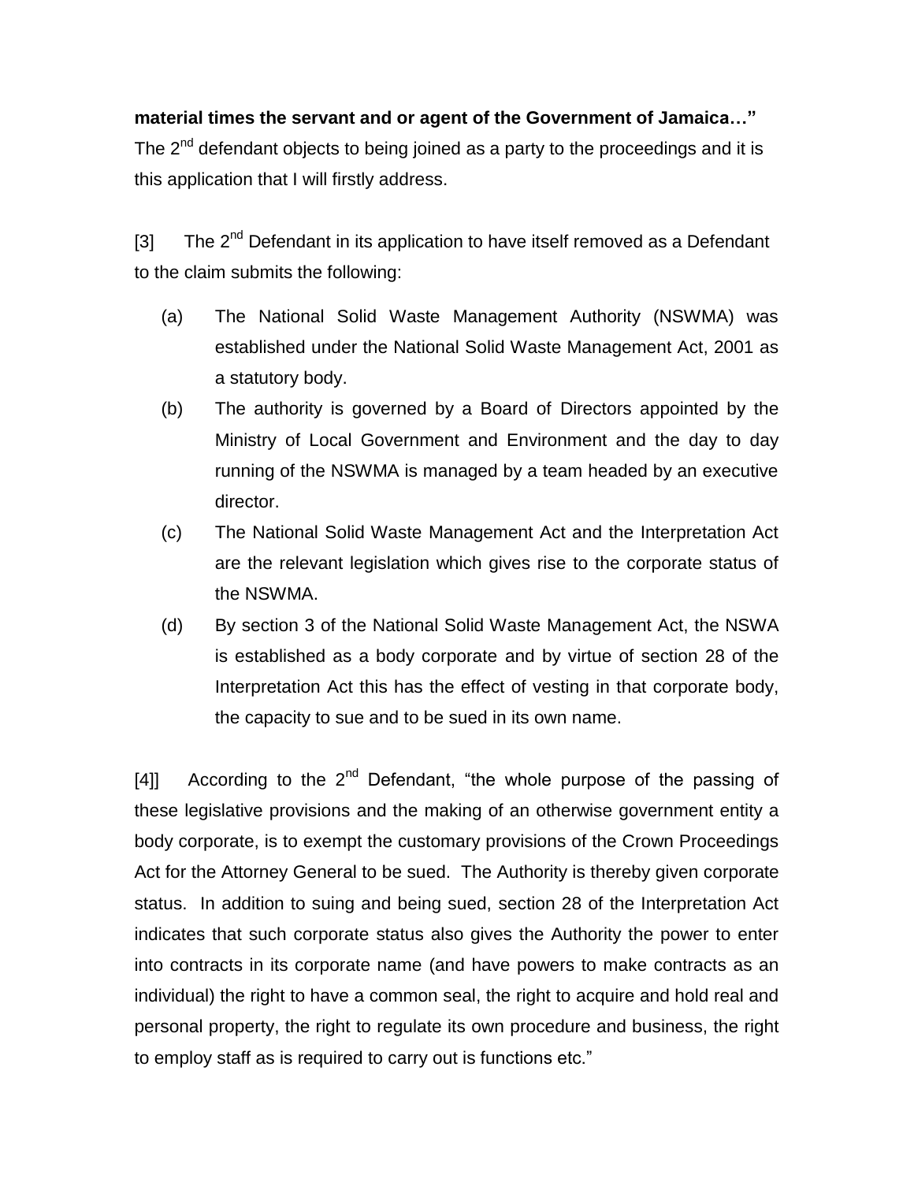**material times the servant and or agent of the Government of Jamaica…"** The 2nd defendant objects to being joined as a party to the proceedings and it is this application that I will firstly address.

[3] The 2nd Defendant in its application to have itself removed as a Defendant to the claim submits the following:

(a) The National Solid Waste Management Authority (NSWMA) was established under the National Solid Waste Management Act, 2001 as a statutory body.

(b) The authority is governed by a Board of Directors appointed by the Ministry of Local Government and Environment and the day to day running of the NSWMA is managed by a team headed by an executive director.

(c) The National Solid Waste Management Act and the Interpretation Act are the relevant legislation which gives rise to the corporate status of the NSWMA.

(d) By section 3 of the National Solid Waste Management Act, the NSWA is established as a body corporate and by virtue of section 28 of the Interpretation Act this has the effect of vesting in that corporate body, the capacity to sue and to be sued in its own name.

[4]] According to the 2nd Defendant, "the whole purpose of the passing of these legislative provisions and the making of an otherwise government entity a body corporate, is to exempt the customary provisions of the Crown Proceedings Act for the Attorney General to be sued. The Authority is thereby given corporate status. In addition to suing and being sued, section 28 of the Interpretation Act indicates that such corporate status also gives the Authority the power to enter into contracts in its corporate name (and have powers to make contracts as an individual) the right to have a common seal, the right to acquire and hold real and personal property, the right to regulate its own procedure and business, the right to employ staff as is required to carry out is functions etc."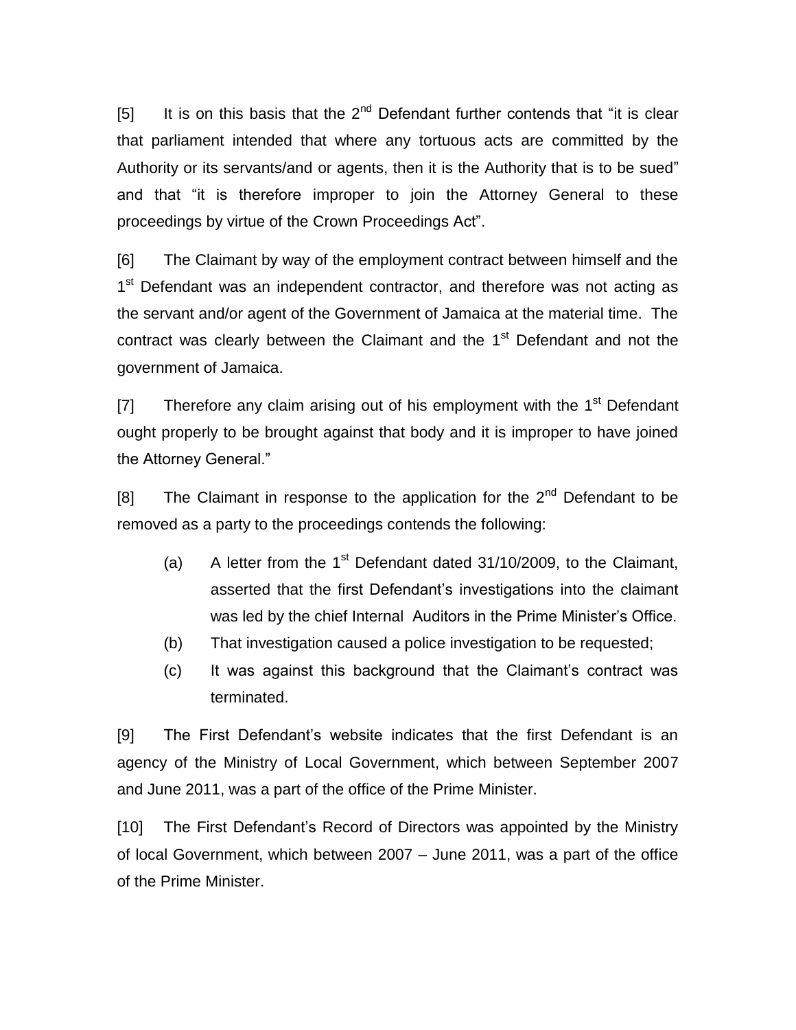[5] It is on this basis that the 2nd Defendant further contends that "it is clear that parliament intended that where any tortuous acts are committed by the Authority or its servants/and or agents, then it is the Authority that is to be sued" and that "it is therefore improper to join the Attorney General to these proceedings by virtue of the Crown Proceedings Act".

[6] The Claimant by way of the employment contract between himself and the 1st Defendant was an independent contractor, and therefore was not acting as the servant and/or agent of the Government of Jamaica at the material time. The contract was clearly between the Claimant and the 1st Defendant and not the government of Jamaica.

[7] Therefore any claim arising out of his employment with the 1st Defendant ought properly to be brought against that body and it is improper to have joined the Attorney General."

[8] The Claimant in response to the application for the 2nd Defendant to be removed as a party to the proceedings contends the following:

(a) A letter from the 1st Defendant dated 31/10/2009, to the Claimant, asserted that the first Defendant's investigations into the claimant was led by the chief Internal Auditors in the Prime Minister's Office.

(b) That investigation caused a police investigation to be requested;

(c) It was against this background that the Claimant's contract was terminated.

[9] The First Defendant's website indicates that the first Defendant is an agency of the Ministry of Local Government, which between September 2007 and June 2011, was a part of the office of the Prime Minister.

[10] The First Defendant's Record of Directors was appointed by the Ministry of local Government, which between 2007 – June 2011, was a part of the office of the Prime Minister.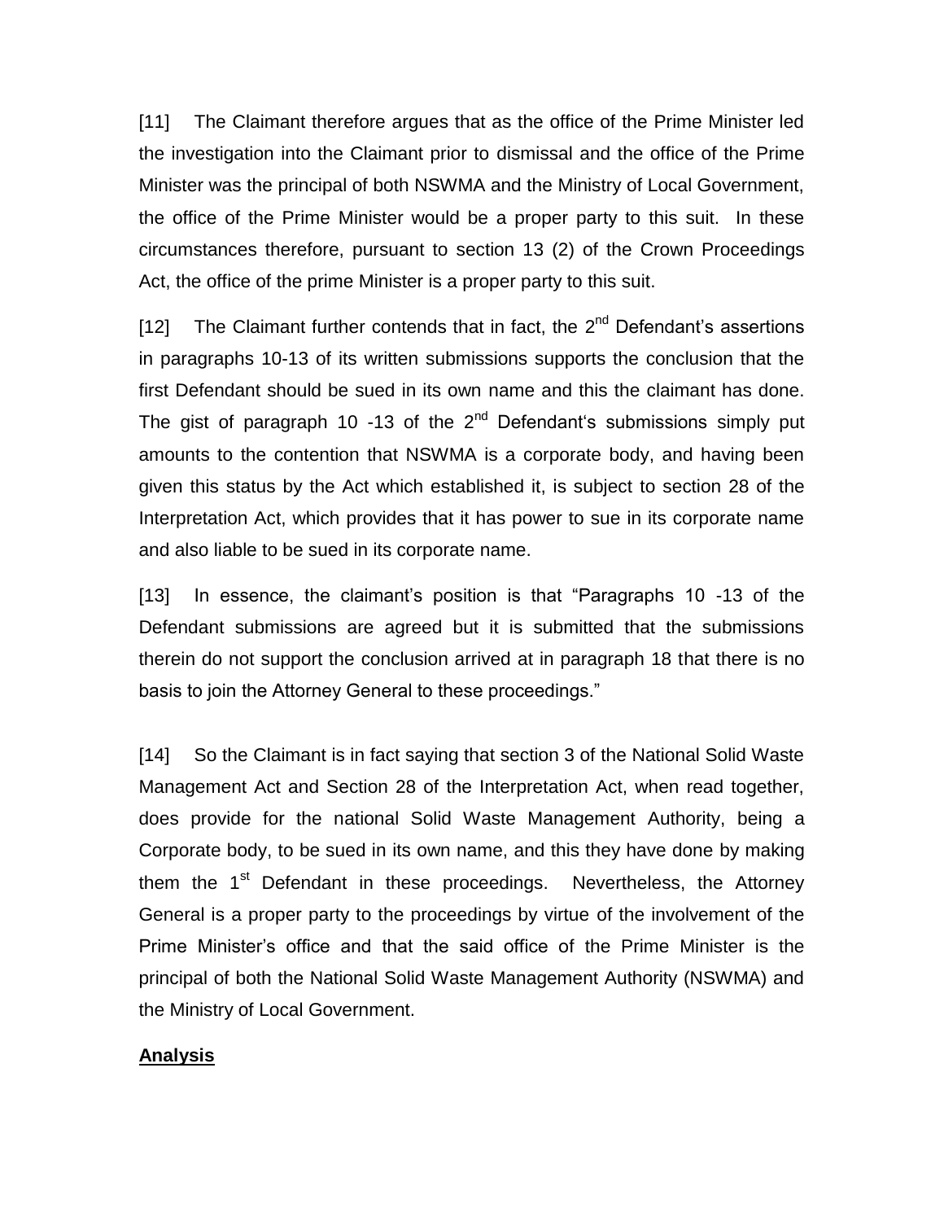[11] The Claimant therefore argues that as the office of the Prime Minister led the investigation into the Claimant prior to dismissal and the office of the Prime Minister was the principal of both NSWMA and the Ministry of Local Government, the office of the Prime Minister would be a proper party to this suit. In these circumstances therefore, pursuant to section 13 (2) of the Crown Proceedings Act, the office of the prime Minister is a proper party to this suit.

[12] The Claimant further contends that in fact, the 2nd Defendant's assertions in paragraphs 10-13 of its written submissions supports the conclusion that the first Defendant should be sued in its own name and this the claimant has done. The gist of paragraph 10 -13 of the 2nd Defendant's submissions simply put amounts to the contention that NSWMA is a corporate body, and having been given this status by the Act which established it, is subject to section 28 of the Interpretation Act, which provides that it has power to sue in its corporate name and also liable to be sued in its corporate name.

[13] In essence, the claimant's position is that "Paragraphs 10 -13 of the Defendant submissions are agreed but it is submitted that the submissions therein do not support the conclusion arrived at in paragraph 18 that there is no basis to join the Attorney General to these proceedings."

[14] So the Claimant is in fact saying that section 3 of the National Solid Waste Management Act and Section 28 of the Interpretation Act, when read together, does provide for the national Solid Waste Management Authority, being a Corporate body, to be sued in its own name, and this they have done by making them the 1st Defendant in these proceedings. Nevertheless, the Attorney General is a proper party to the proceedings by virtue of the involvement of the Prime Minister's office and that the said office of the Prime Minister is the principal of both the National Solid Waste Management Authority (NSWMA) and the Ministry of Local Government.

## Analysis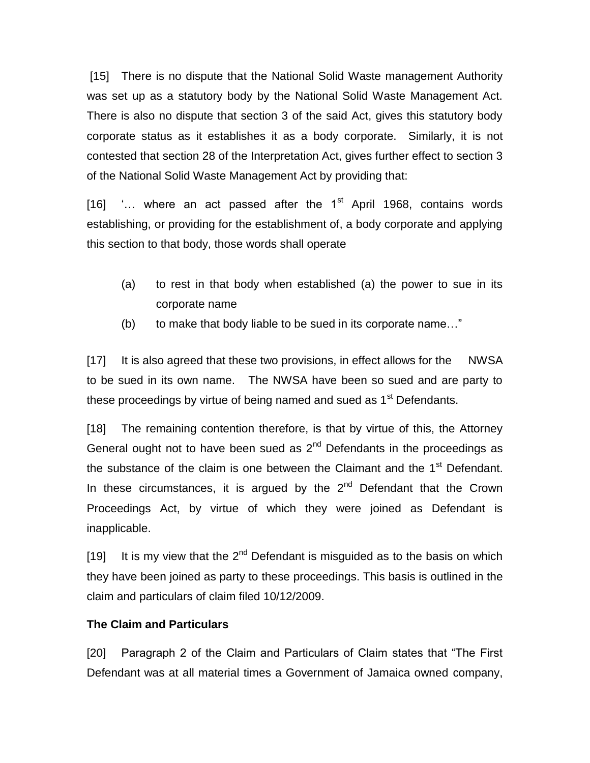[15] There is no dispute that the National Solid Waste management Authority was set up as a statutory body by the National Solid Waste Management Act. There is also no dispute that section 3 of the said Act, gives this statutory body corporate status as it establishes it as a body corporate. Similarly, it is not contested that section 28 of the Interpretation Act, gives further effect to section 3 of the National Solid Waste Management Act by providing that:

[16] '… where an act passed after the 1st April 1968, contains words establishing, or providing for the establishment of, a body corporate and applying this section to that body, those words shall operate

- (a) to rest in that body when established (a) the power to sue in its corporate name
- (b) to make that body liable to be sued in its corporate name…"

[17] It is also agreed that these two provisions, in effect allows for the NWSA to be sued in its own name. The NWSA have been so sued and are party to these proceedings by virtue of being named and sued as 1st Defendants.

[18] The remaining contention therefore, is that by virtue of this, the Attorney General ought not to have been sued as 2nd Defendants in the proceedings as the substance of the claim is one between the Claimant and the 1st Defendant. In these circumstances, it is argued by the 2nd Defendant that the Crown Proceedings Act, by virtue of which they were joined as Defendant is inapplicable.

[19] It is my view that the 2nd Defendant is misguided as to the basis on which they have been joined as party to these proceedings. This basis is outlined in the claim and particulars of claim filed 10/12/2009.

**The Claim and Particulars**

[20] Paragraph 2 of the Claim and Particulars of Claim states that "The First Defendant was at all material times a Government of Jamaica owned company,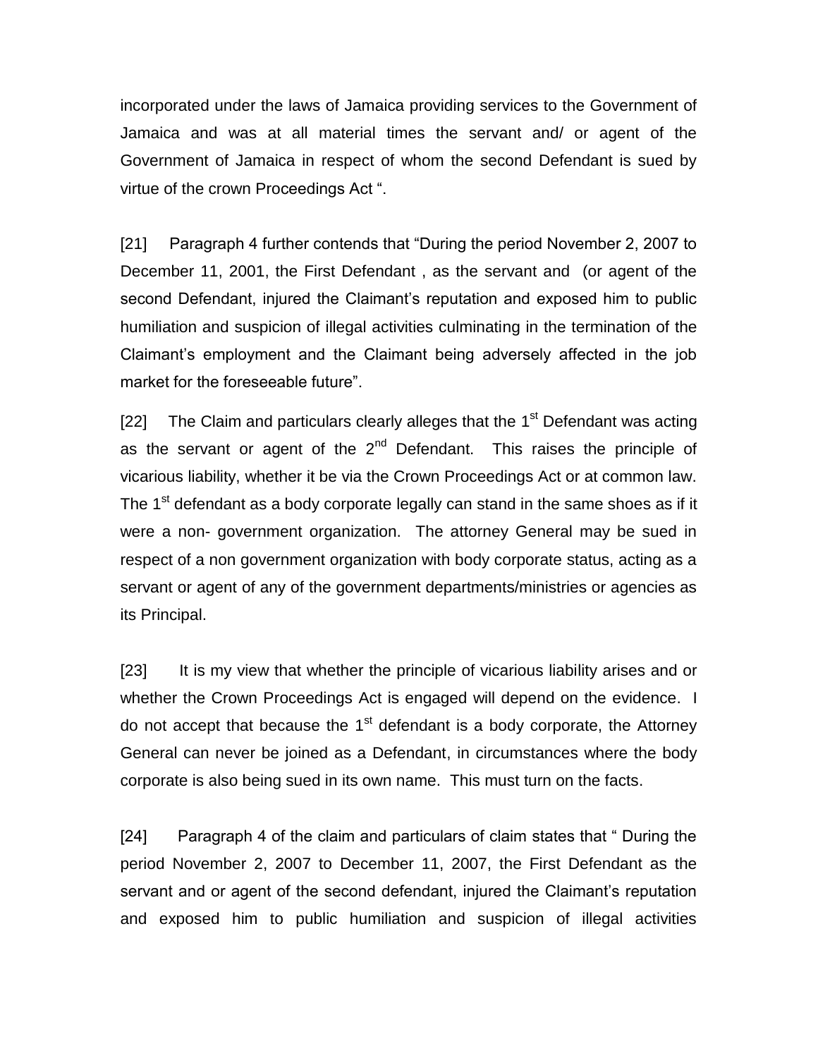incorporated under the laws of Jamaica providing services to the Government of Jamaica and was at all material times the servant and/ or agent of the Government of Jamaica in respect of whom the second Defendant is sued by virtue of the crown Proceedings Act ".

[21] Paragraph 4 further contends that "During the period November 2, 2007 to December 11, 2001, the First Defendant , as the servant and (or agent of the second Defendant, injured the Claimant's reputation and exposed him to public humiliation and suspicion of illegal activities culminating in the termination of the Claimant's employment and the Claimant being adversely affected in the job market for the foreseeable future".

[22] The Claim and particulars clearly alleges that the 1st Defendant was acting as the servant or agent of the 2nd Defendant. This raises the principle of vicarious liability, whether it be via the Crown Proceedings Act or at common law. The 1st defendant as a body corporate legally can stand in the same shoes as if it were a non- government organization. The attorney General may be sued in respect of a non government organization with body corporate status, acting as a servant or agent of any of the government departments/ministries or agencies as its Principal.

[23] It is my view that whether the principle of vicarious liability arises and or whether the Crown Proceedings Act is engaged will depend on the evidence. I do not accept that because the 1st defendant is a body corporate, the Attorney General can never be joined as a Defendant, in circumstances where the body corporate is also being sued in its own name. This must turn on the facts.

[24] Paragraph 4 of the claim and particulars of claim states that " During the period November 2, 2007 to December 11, 2007, the First Defendant as the servant and or agent of the second defendant, injured the Claimant's reputation and exposed him to public humiliation and suspicion of illegal activities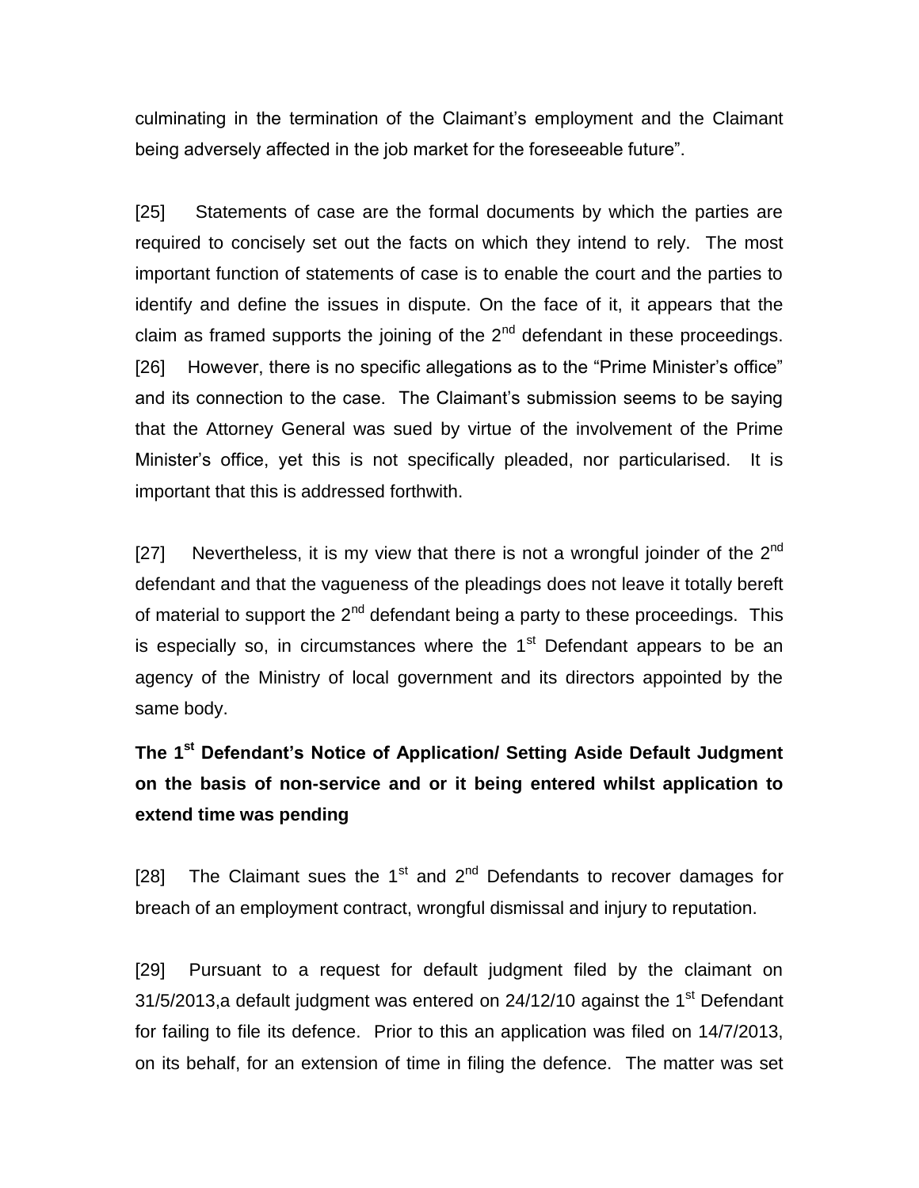culminating in the termination of the Claimant's employment and the Claimant being adversely affected in the job market for the foreseeable future".

[25] Statements of case are the formal documents by which the parties are required to concisely set out the facts on which they intend to rely. The most important function of statements of case is to enable the court and the parties to identify and define the issues in dispute. On the face of it, it appears that the claim as framed supports the joining of the 2nd defendant in these proceedings.

[26] However, there is no specific allegations as to the "Prime Minister's office" and its connection to the case. The Claimant's submission seems to be saying that the Attorney General was sued by virtue of the involvement of the Prime Minister's office, yet this is not specifically pleaded, nor particularised. It is important that this is addressed forthwith.

[27] Nevertheless, it is my view that there is not a wrongful joinder of the 2nd defendant and that the vagueness of the pleadings does not leave it totally bereft of material to support the 2nd defendant being a party to these proceedings. This is especially so, in circumstances where the 1st Defendant appears to be an agency of the Ministry of local government and its directors appointed by the same body.

**The 1st Defendant's Notice of Application/ Setting Aside Default Judgment on the basis of non-service and or it being entered whilst application to extend time was pending**

[28] The Claimant sues the 1st and 2nd Defendants to recover damages for breach of an employment contract, wrongful dismissal and injury to reputation.

[29] Pursuant to a request for default judgment filed by the claimant on 31/5/2013,a default judgment was entered on 24/12/10 against the 1st Defendant for failing to file its defence. Prior to this an application was filed on 14/7/2013, on its behalf, for an extension of time in filing the defence. The matter was set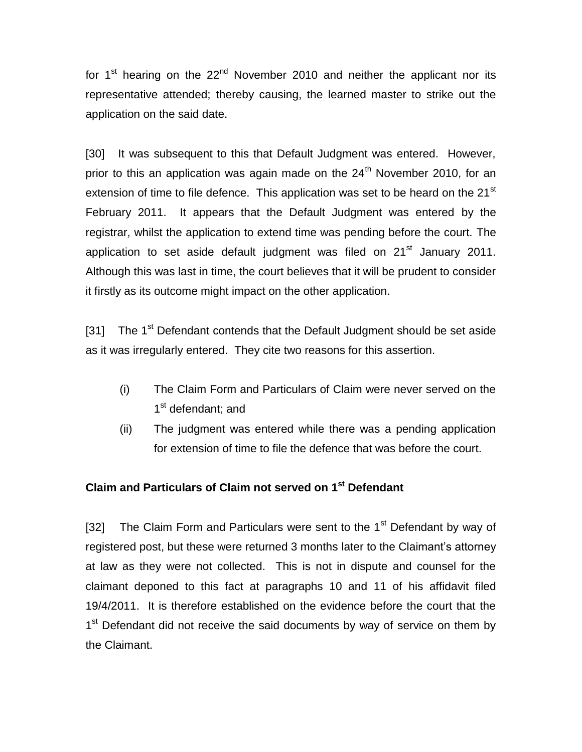for 1st hearing on the 22nd November 2010 and neither the applicant nor its representative attended; thereby causing, the learned master to strike out the application on the said date.

[30] It was subsequent to this that Default Judgment was entered. However, prior to this an application was again made on the 24th November 2010, for an extension of time to file defence. This application was set to be heard on the 21st February 2011. It appears that the Default Judgment was entered by the registrar, whilst the application to extend time was pending before the court. The application to set aside default judgment was filed on 21st January 2011. Although this was last in time, the court believes that it will be prudent to consider it firstly as its outcome might impact on the other application.

[31] The 1st Defendant contends that the Default Judgment should be set aside as it was irregularly entered. They cite two reasons for this assertion.

(i) The Claim Form and Particulars of Claim were never served on the 1st defendant; and

(ii) The judgment was entered while there was a pending application for extension of time to file the defence that was before the court.

**Claim and Particulars of Claim not served on 1st Defendant**

[32] The Claim Form and Particulars were sent to the 1st Defendant by way of registered post, but these were returned 3 months later to the Claimant's attorney at law as they were not collected. This is not in dispute and counsel for the claimant deponed to this fact at paragraphs 10 and 11 of his affidavit filed 19/4/2011. It is therefore established on the evidence before the court that the 1st Defendant did not receive the said documents by way of service on them by the Claimant.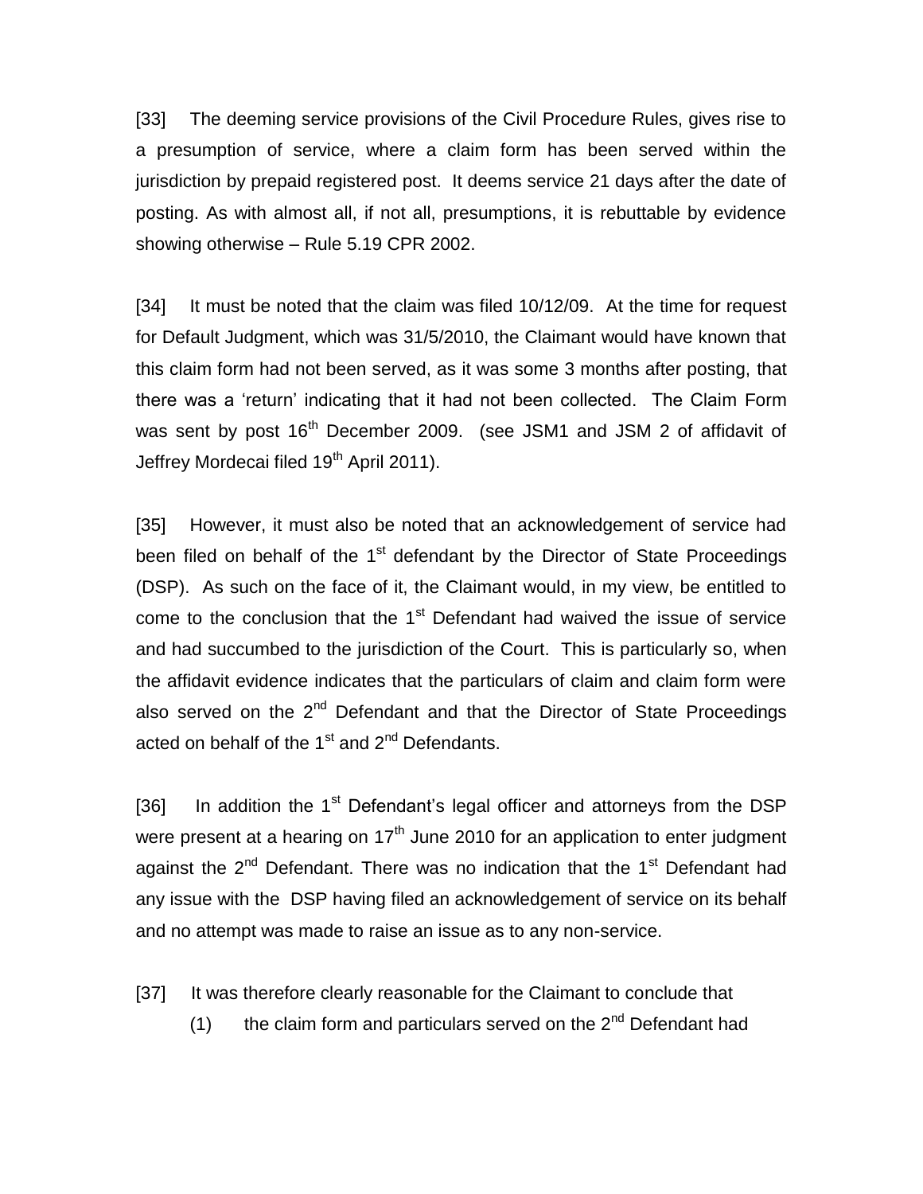[33] The deeming service provisions of the Civil Procedure Rules, gives rise to a presumption of service, where a claim form has been served within the jurisdiction by prepaid registered post. It deems service 21 days after the date of posting. As with almost all, if not all, presumptions, it is rebuttable by evidence showing otherwise – Rule 5.19 CPR 2002.

[34] It must be noted that the claim was filed 10/12/09. At the time for request for Default Judgment, which was 31/5/2010, the Claimant would have known that this claim form had not been served, as it was some 3 months after posting, that there was a 'return' indicating that it had not been collected. The Claim Form was sent by post 16th December 2009. (see JSM1 and JSM 2 of affidavit of Jeffrey Mordecai filed 19th April 2011).

[35] However, it must also be noted that an acknowledgement of service had been filed on behalf of the 1st defendant by the Director of State Proceedings (DSP). As such on the face of it, the Claimant would, in my view, be entitled to come to the conclusion that the 1st Defendant had waived the issue of service and had succumbed to the jurisdiction of the Court. This is particularly so, when the affidavit evidence indicates that the particulars of claim and claim form were also served on the 2nd Defendant and that the Director of State Proceedings acted on behalf of the 1st and 2nd Defendants.

[36] In addition the 1st Defendant's legal officer and attorneys from the DSP were present at a hearing on 17th June 2010 for an application to enter judgment against the 2nd Defendant. There was no indication that the 1st Defendant had any issue with the DSP having filed an acknowledgement of service on its behalf and no attempt was made to raise an issue as to any non-service.

[37] It was therefore clearly reasonable for the Claimant to conclude that

(1) the claim form and particulars served on the 2nd Defendant had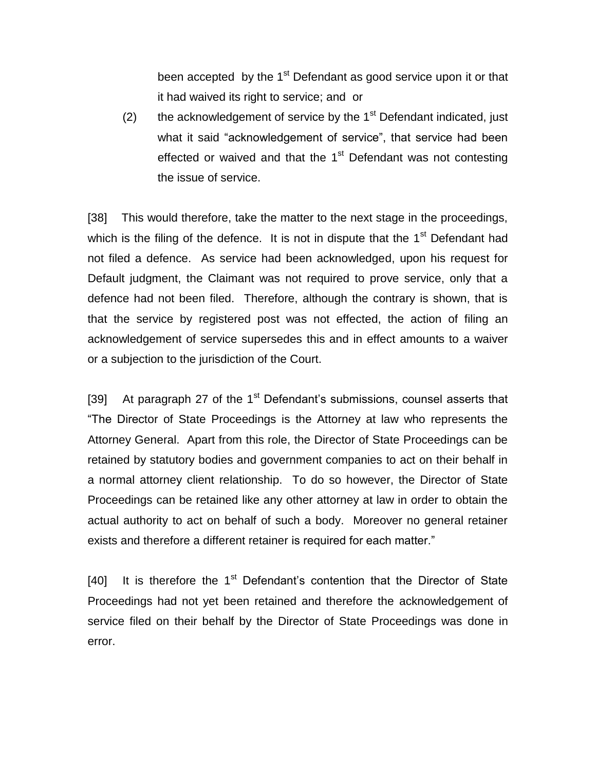been accepted by the 1st Defendant as good service upon it or that it had waived its right to service; and or

(2) the acknowledgement of service by the 1st Defendant indicated, just what it said "acknowledgement of service", that service had been effected or waived and that the 1st Defendant was not contesting the issue of service.

[38] This would therefore, take the matter to the next stage in the proceedings, which is the filing of the defence. It is not in dispute that the 1st Defendant had not filed a defence. As service had been acknowledged, upon his request for Default judgment, the Claimant was not required to prove service, only that a defence had not been filed. Therefore, although the contrary is shown, that is that the service by registered post was not effected, the action of filing an acknowledgement of service supersedes this and in effect amounts to a waiver or a subjection to the jurisdiction of the Court.

[39] At paragraph 27 of the 1st Defendant's submissions, counsel asserts that "The Director of State Proceedings is the Attorney at law who represents the Attorney General. Apart from this role, the Director of State Proceedings can be retained by statutory bodies and government companies to act on their behalf in a normal attorney client relationship. To do so however, the Director of State Proceedings can be retained like any other attorney at law in order to obtain the actual authority to act on behalf of such a body. Moreover no general retainer exists and therefore a different retainer is required for each matter."

[40] It is therefore the 1st Defendant's contention that the Director of State Proceedings had not yet been retained and therefore the acknowledgement of service filed on their behalf by the Director of State Proceedings was done in error.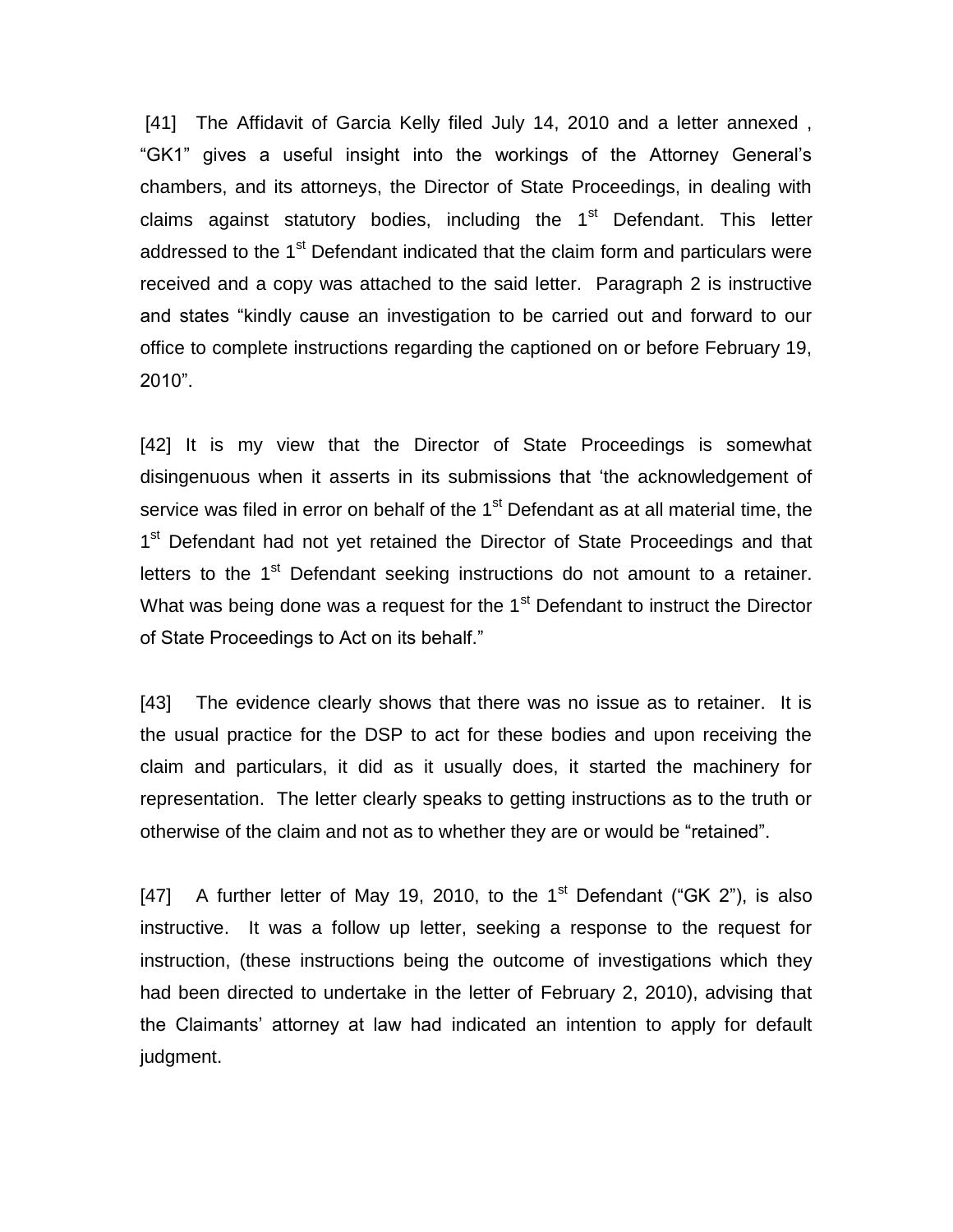[41] The Affidavit of Garcia Kelly filed July 14, 2010 and a letter annexed , "GK1" gives a useful insight into the workings of the Attorney General's chambers, and its attorneys, the Director of State Proceedings, in dealing with claims against statutory bodies, including the 1st Defendant. This letter addressed to the 1st Defendant indicated that the claim form and particulars were received and a copy was attached to the said letter. Paragraph 2 is instructive and states "kindly cause an investigation to be carried out and forward to our office to complete instructions regarding the captioned on or before February 19, 2010".

[42] It is my view that the Director of State Proceedings is somewhat disingenuous when it asserts in its submissions that 'the acknowledgement of service was filed in error on behalf of the 1st Defendant as at all material time, the 1st Defendant had not yet retained the Director of State Proceedings and that letters to the 1st Defendant seeking instructions do not amount to a retainer. What was being done was a request for the 1st Defendant to instruct the Director of State Proceedings to Act on its behalf."

[43] The evidence clearly shows that there was no issue as to retainer. It is the usual practice for the DSP to act for these bodies and upon receiving the claim and particulars, it did as it usually does, it started the machinery for representation. The letter clearly speaks to getting instructions as to the truth or otherwise of the claim and not as to whether they are or would be "retained".

[47] A further letter of May 19, 2010, to the 1st Defendant ("GK 2"), is also instructive. It was a follow up letter, seeking a response to the request for instruction, (these instructions being the outcome of investigations which they had been directed to undertake in the letter of February 2, 2010), advising that the Claimants' attorney at law had indicated an intention to apply for default judgment.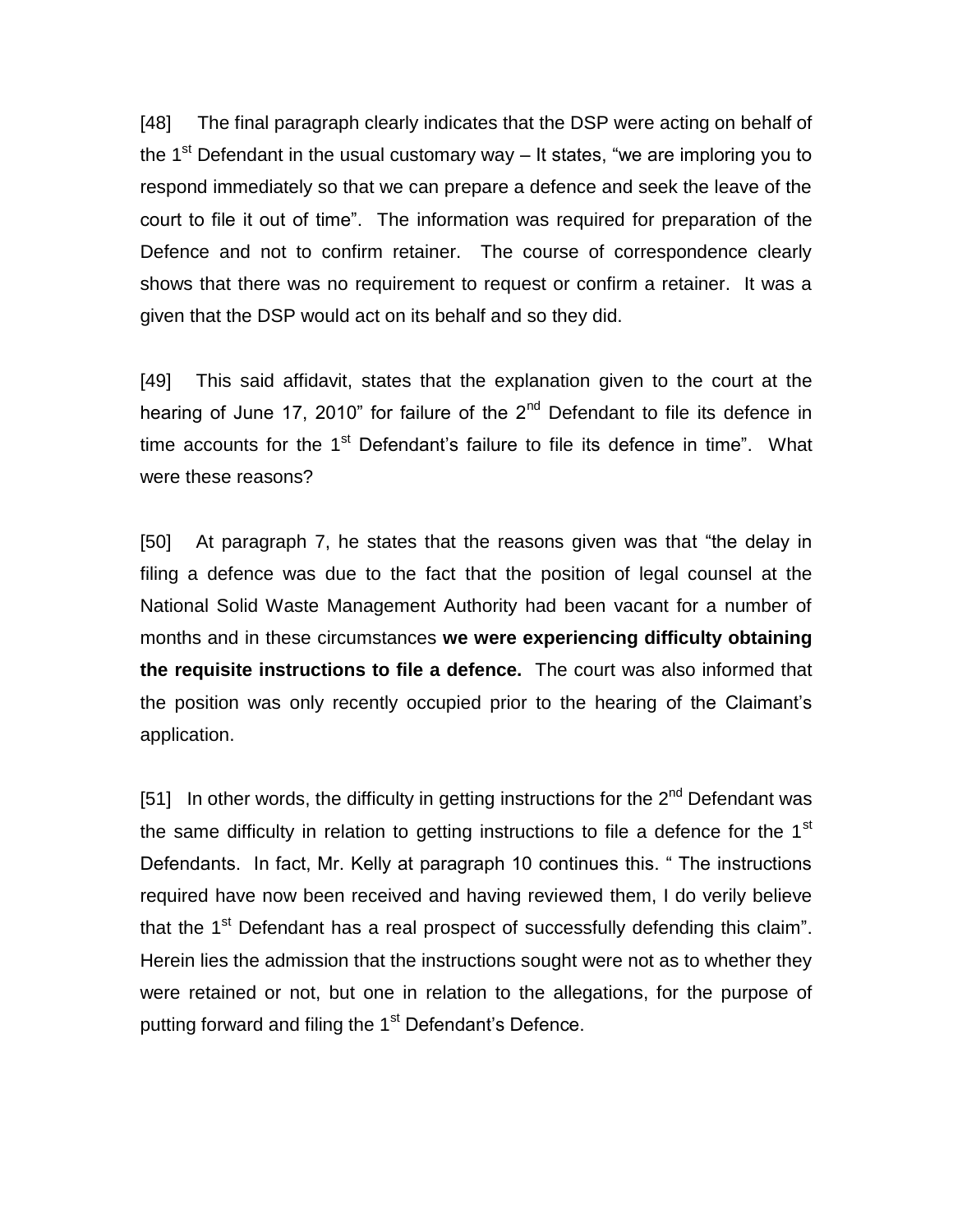[48] The final paragraph clearly indicates that the DSP were acting on behalf of the 1st Defendant in the usual customary way – It states, "we are imploring you to respond immediately so that we can prepare a defence and seek the leave of the court to file it out of time". The information was required for preparation of the Defence and not to confirm retainer. The course of correspondence clearly shows that there was no requirement to request or confirm a retainer. It was a given that the DSP would act on its behalf and so they did.

[49] This said affidavit, states that the explanation given to the court at the hearing of June 17, 2010" for failure of the 2nd Defendant to file its defence in time accounts for the 1st Defendant's failure to file its defence in time". What were these reasons?

[50] At paragraph 7, he states that the reasons given was that "the delay in filing a defence was due to the fact that the position of legal counsel at the National Solid Waste Management Authority had been vacant for a number of months and in these circumstances **we were experiencing difficulty obtaining the requisite instructions to file a defence.** The court was also informed that the position was only recently occupied prior to the hearing of the Claimant's application.

[51] In other words, the difficulty in getting instructions for the 2nd Defendant was the same difficulty in relation to getting instructions to file a defence for the 1st Defendants. In fact, Mr. Kelly at paragraph 10 continues this. " The instructions required have now been received and having reviewed them, I do verily believe that the 1st Defendant has a real prospect of successfully defending this claim". Herein lies the admission that the instructions sought were not as to whether they were retained or not, but one in relation to the allegations, for the purpose of putting forward and filing the 1st Defendant's Defence.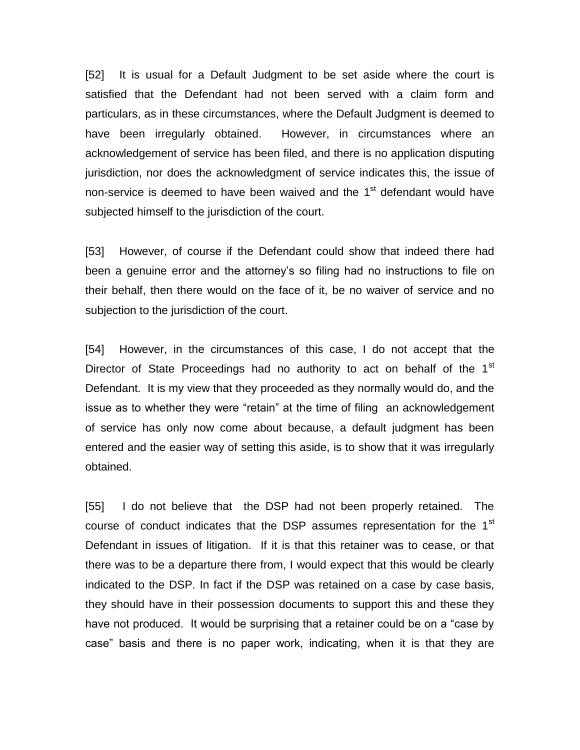[52] It is usual for a Default Judgment to be set aside where the court is satisfied that the Defendant had not been served with a claim form and particulars, as in these circumstances, where the Default Judgment is deemed to have been irregularly obtained. However, in circumstances where an acknowledgement of service has been filed, and there is no application disputing jurisdiction, nor does the acknowledgment of service indicates this, the issue of non-service is deemed to have been waived and the 1st defendant would have subjected himself to the jurisdiction of the court.

[53] However, of course if the Defendant could show that indeed there had been a genuine error and the attorney's so filing had no instructions to file on their behalf, then there would on the face of it, be no waiver of service and no subjection to the jurisdiction of the court.

[54] However, in the circumstances of this case, I do not accept that the Director of State Proceedings had no authority to act on behalf of the 1st Defendant. It is my view that they proceeded as they normally would do, and the issue as to whether they were "retain" at the time of filing an acknowledgement of service has only now come about because, a default judgment has been entered and the easier way of setting this aside, is to show that it was irregularly obtained.

[55] I do not believe that the DSP had not been properly retained. The course of conduct indicates that the DSP assumes representation for the 1st Defendant in issues of litigation. If it is that this retainer was to cease, or that there was to be a departure there from, I would expect that this would be clearly indicated to the DSP. In fact if the DSP was retained on a case by case basis, they should have in their possession documents to support this and these they have not produced. It would be surprising that a retainer could be on a "case by case" basis and there is no paper work, indicating, when it is that they are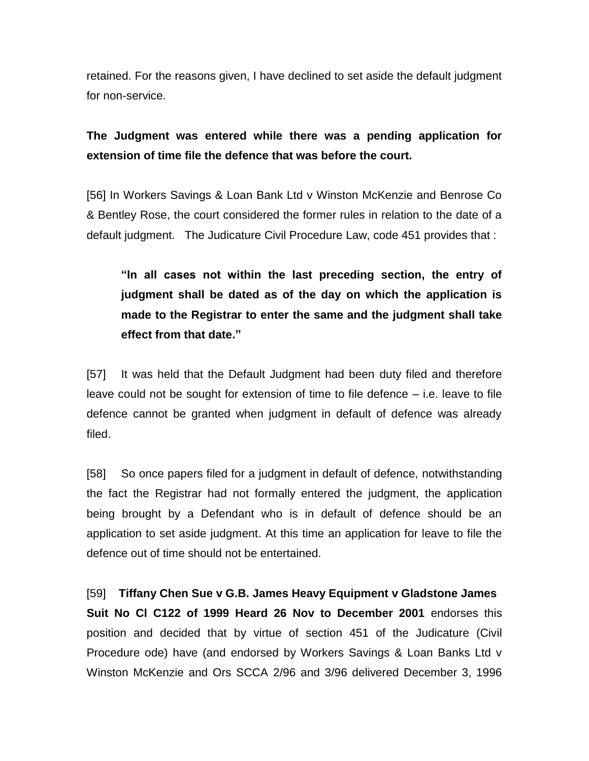retained. For the reasons given, I have declined to set aside the default judgment for non-service.

**The Judgment was entered while there was a pending application for extension of time file the defence that was before the court.**

[56] In Workers Savings & Loan Bank Ltd v Winston McKenzie and Benrose Co & Bentley Rose, the court considered the former rules in relation to the date of a default judgment. The Judicature Civil Procedure Law, code 451 provides that :

> **"In all cases not within the last preceding section, the entry of judgment shall be dated as of the day on which the application is made to the Registrar to enter the same and the judgment shall take effect from that date."**

[57] It was held that the Default Judgment had been duty filed and therefore leave could not be sought for extension of time to file defence – i.e. leave to file defence cannot be granted when judgment in default of defence was already filed.

[58] So once papers filed for a judgment in default of defence, notwithstanding the fact the Registrar had not formally entered the judgment, the application being brought by a Defendant who is in default of defence should be an application to set aside judgment. At this time an application for leave to file the defence out of time should not be entertained.

[59] **Tiffany Chen Sue v G.B. James Heavy Equipment v Gladstone James Suit No Cl C122 of 1999 Heard 26 Nov to December 2001** endorses this position and decided that by virtue of section 451 of the Judicature (Civil Procedure ode) have (and endorsed by Workers Savings & Loan Banks Ltd v Winston McKenzie and Ors SCCA 2/96 and 3/96 delivered December 3, 1996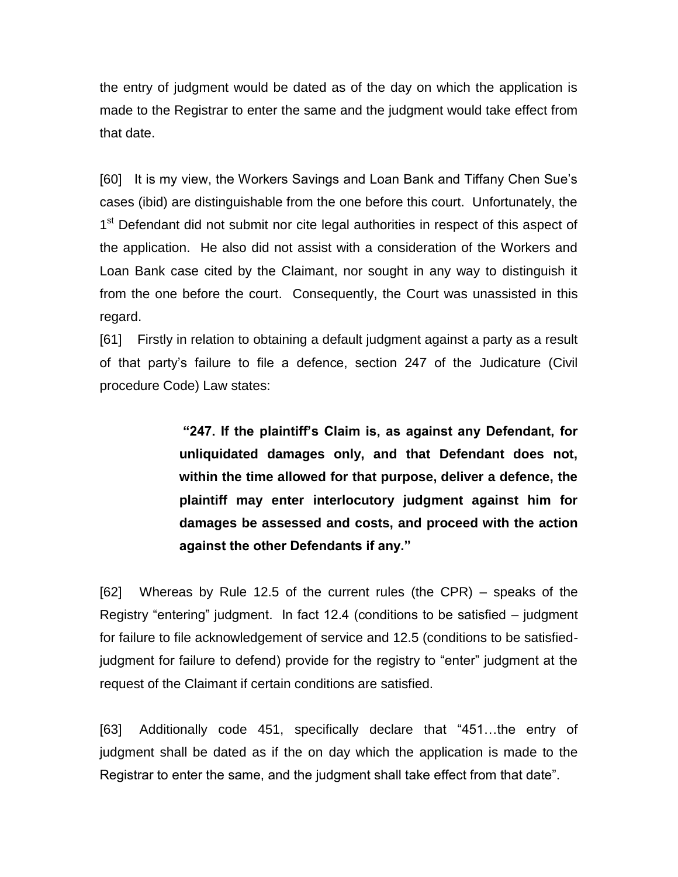the entry of judgment would be dated as of the day on which the application is made to the Registrar to enter the same and the judgment would take effect from that date.

[60] It is my view, the Workers Savings and Loan Bank and Tiffany Chen Sue's cases (ibid) are distinguishable from the one before this court. Unfortunately, the 1st Defendant did not submit nor cite legal authorities in respect of this aspect of the application. He also did not assist with a consideration of the Workers and Loan Bank case cited by the Claimant, nor sought in any way to distinguish it from the one before the court. Consequently, the Court was unassisted in this regard.

[61] Firstly in relation to obtaining a default judgment against a party as a result of that party's failure to file a defence, section 247 of the Judicature (Civil procedure Code) Law states:

> **"247. If the plaintiff's Claim is, as against any Defendant, for unliquidated damages only, and that Defendant does not, within the time allowed for that purpose, deliver a defence, the plaintiff may enter interlocutory judgment against him for damages be assessed and costs, and proceed with the action against the other Defendants if any."**

[62] Whereas by Rule 12.5 of the current rules (the CPR) – speaks of the Registry "entering" judgment. In fact 12.4 (conditions to be satisfied – judgment for failure to file acknowledgement of service and 12.5 (conditions to be satisfied-judgment for failure to defend) provide for the registry to "enter" judgment at the request of the Claimant if certain conditions are satisfied.

[63] Additionally code 451, specifically declare that "451…the entry of judgment shall be dated as if the on day which the application is made to the Registrar to enter the same, and the judgment shall take effect from that date".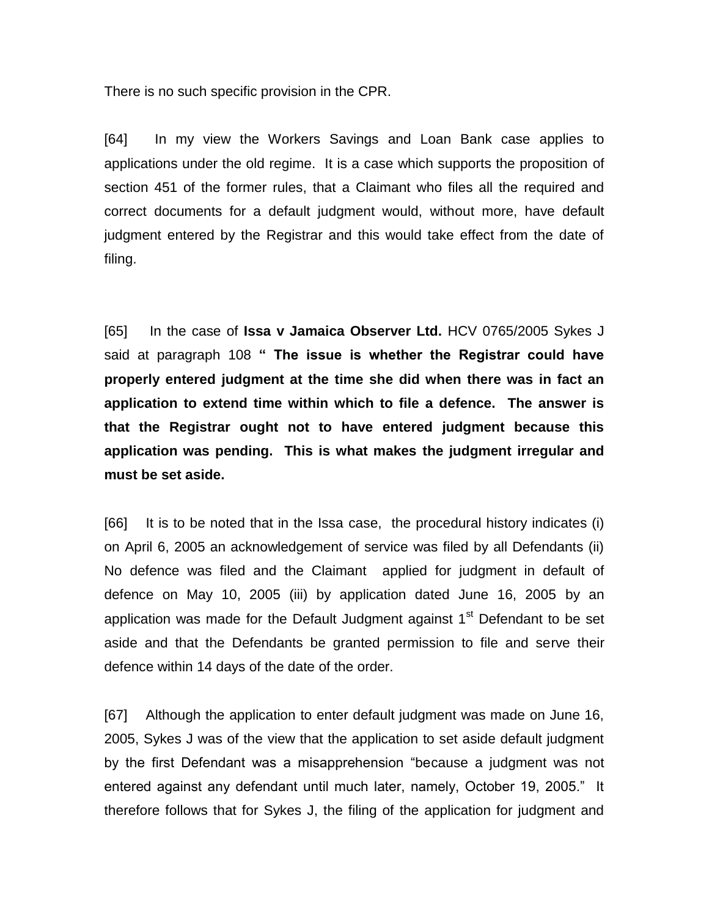There is no such specific provision in the CPR.

[64] In my view the Workers Savings and Loan Bank case applies to applications under the old regime. It is a case which supports the proposition of section 451 of the former rules, that a Claimant who files all the required and correct documents for a default judgment would, without more, have default judgment entered by the Registrar and this would take effect from the date of filing.

[65] In the case of **Issa v Jamaica Observer Ltd.** HCV 0765/2005 Sykes J said at paragraph 108 **" The issue is whether the Registrar could have properly entered judgment at the time she did when there was in fact an application to extend time within which to file a defence. The answer is that the Registrar ought not to have entered judgment because this application was pending. This is what makes the judgment irregular and must be set aside.**

[66] It is to be noted that in the Issa case, the procedural history indicates (i) on April 6, 2005 an acknowledgement of service was filed by all Defendants (ii) No defence was filed and the Claimant applied for judgment in default of defence on May 10, 2005 (iii) by application dated June 16, 2005 by an application was made for the Default Judgment against 1st Defendant to be set aside and that the Defendants be granted permission to file and serve their defence within 14 days of the date of the order.

[67] Although the application to enter default judgment was made on June 16, 2005, Sykes J was of the view that the application to set aside default judgment by the first Defendant was a misapprehension "because a judgment was not entered against any defendant until much later, namely, October 19, 2005." It therefore follows that for Sykes J, the filing of the application for judgment and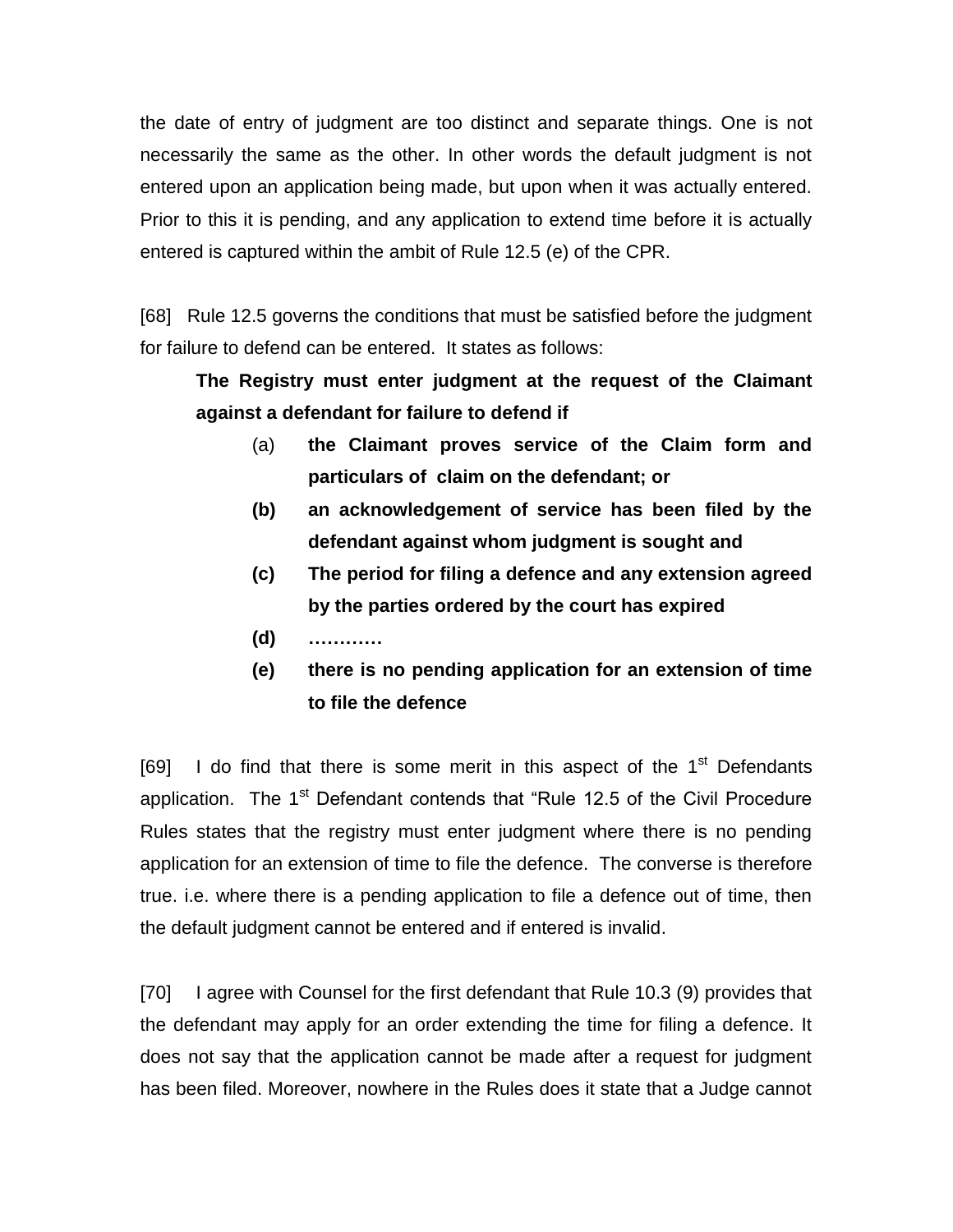the date of entry of judgment are too distinct and separate things. One is not necessarily the same as the other. In other words the default judgment is not entered upon an application being made, but upon when it was actually entered. Prior to this it is pending, and any application to extend time before it is actually entered is captured within the ambit of Rule 12.5 (e) of the CPR.

[68] Rule 12.5 governs the conditions that must be satisfied before the judgment for failure to defend can be entered. It states as follows:

> **The Registry must enter judgment at the request of the Claimant against a defendant for failure to defend if**
>
> (a) **the Claimant proves service of the Claim form and particulars of claim on the defendant; or**
>
> **(b) an acknowledgement of service has been filed by the defendant against whom judgment is sought and**
>
> **(c) The period for filing a defence and any extension agreed by the parties ordered by the court has expired**
>
> **(d) …………**
>
> **(e) there is no pending application for an extension of time to file the defence**

[69] I do find that there is some merit in this aspect of the 1st Defendants application. The 1st Defendant contends that "Rule 12.5 of the Civil Procedure Rules states that the registry must enter judgment where there is no pending application for an extension of time to file the defence. The converse is therefore true. i.e. where there is a pending application to file a defence out of time, then the default judgment cannot be entered and if entered is invalid.

[70] I agree with Counsel for the first defendant that Rule 10.3 (9) provides that the defendant may apply for an order extending the time for filing a defence. It does not say that the application cannot be made after a request for judgment has been filed. Moreover, nowhere in the Rules does it state that a Judge cannot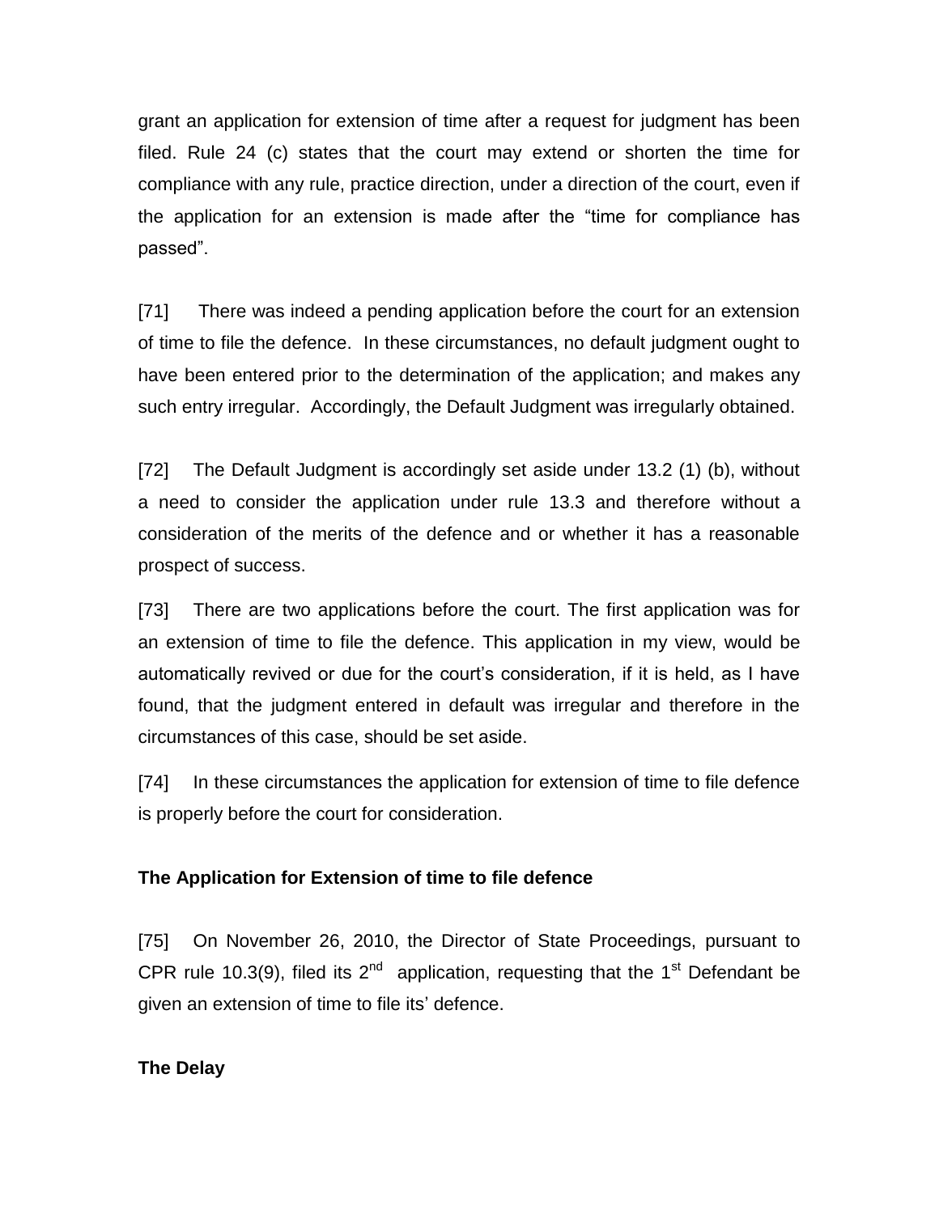grant an application for extension of time after a request for judgment has been filed. Rule 24 (c) states that the court may extend or shorten the time for compliance with any rule, practice direction, under a direction of the court, even if the application for an extension is made after the "time for compliance has passed".

[71] There was indeed a pending application before the court for an extension of time to file the defence. In these circumstances, no default judgment ought to have been entered prior to the determination of the application; and makes any such entry irregular. Accordingly, the Default Judgment was irregularly obtained.

[72] The Default Judgment is accordingly set aside under 13.2 (1) (b), without a need to consider the application under rule 13.3 and therefore without a consideration of the merits of the defence and or whether it has a reasonable prospect of success.

[73] There are two applications before the court. The first application was for an extension of time to file the defence. This application in my view, would be automatically revived or due for the court's consideration, if it is held, as I have found, that the judgment entered in default was irregular and therefore in the circumstances of this case, should be set aside.

[74] In these circumstances the application for extension of time to file defence is properly before the court for consideration.

**The Application for Extension of time to file defence**

[75] On November 26, 2010, the Director of State Proceedings, pursuant to CPR rule 10.3(9), filed its 2nd application, requesting that the 1st Defendant be given an extension of time to file its' defence.

**The Delay**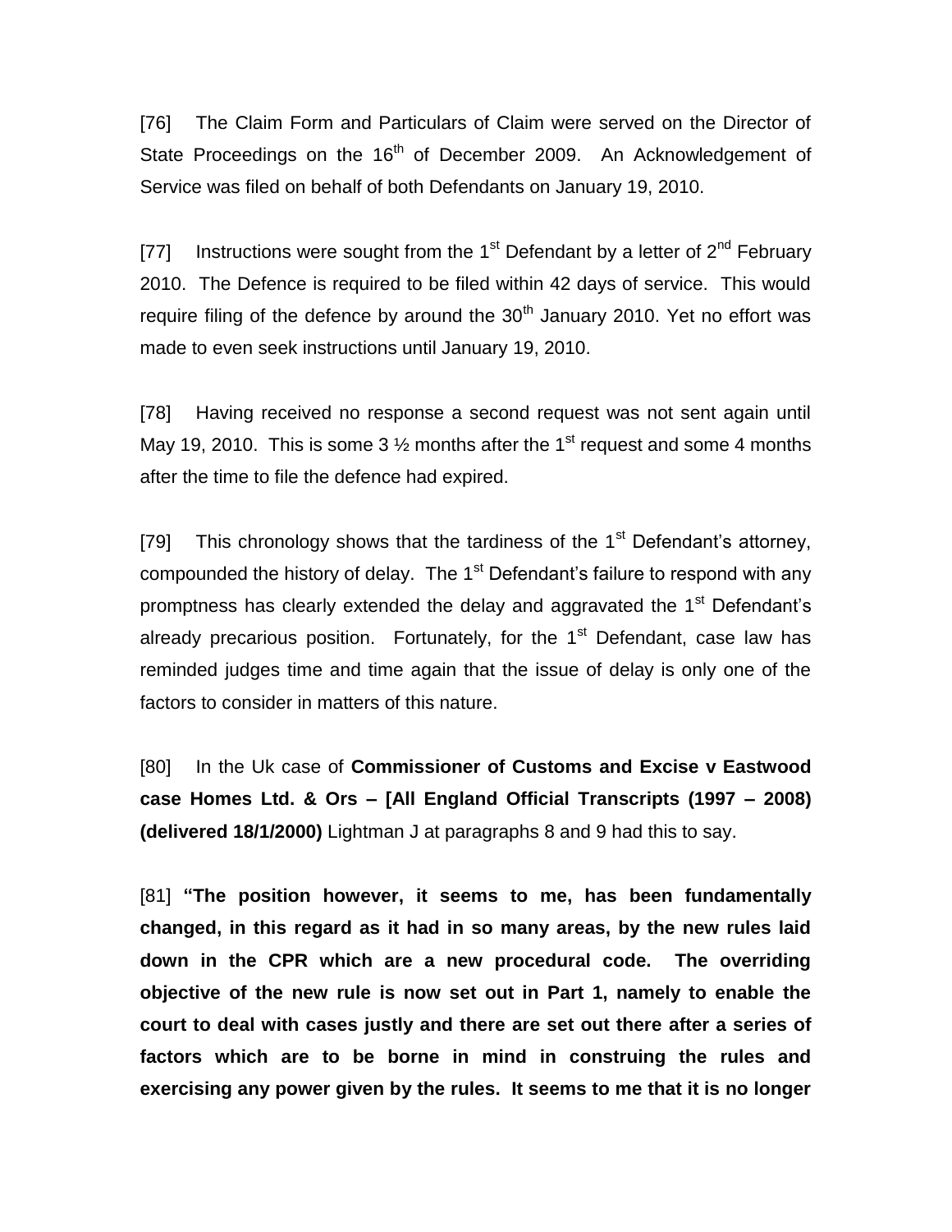[76] The Claim Form and Particulars of Claim were served on the Director of State Proceedings on the 16th of December 2009. An Acknowledgement of Service was filed on behalf of both Defendants on January 19, 2010.

[77] Instructions were sought from the 1st Defendant by a letter of 2nd February 2010. The Defence is required to be filed within 42 days of service. This would require filing of the defence by around the 30th January 2010. Yet no effort was made to even seek instructions until January 19, 2010.

[78] Having received no response a second request was not sent again until May 19, 2010. This is some 3 ½ months after the 1st request and some 4 months after the time to file the defence had expired.

[79] This chronology shows that the tardiness of the 1st Defendant's attorney, compounded the history of delay. The 1st Defendant's failure to respond with any promptness has clearly extended the delay and aggravated the 1st Defendant's already precarious position. Fortunately, for the 1st Defendant, case law has reminded judges time and time again that the issue of delay is only one of the factors to consider in matters of this nature.

[80] In the Uk case of **Commissioner of Customs and Excise v Eastwood case Homes Ltd. & Ors – [All England Official Transcripts (1997 – 2008) (delivered 18/1/2000)** Lightman J at paragraphs 8 and 9 had this to say.

[81] **"The position however, it seems to me, has been fundamentally changed, in this regard as it had in so many areas, by the new rules laid down in the CPR which are a new procedural code. The overriding objective of the new rule is now set out in Part 1, namely to enable the court to deal with cases justly and there are set out there after a series of factors which are to be borne in mind in construing the rules and exercising any power given by the rules. It seems to me that it is no longer**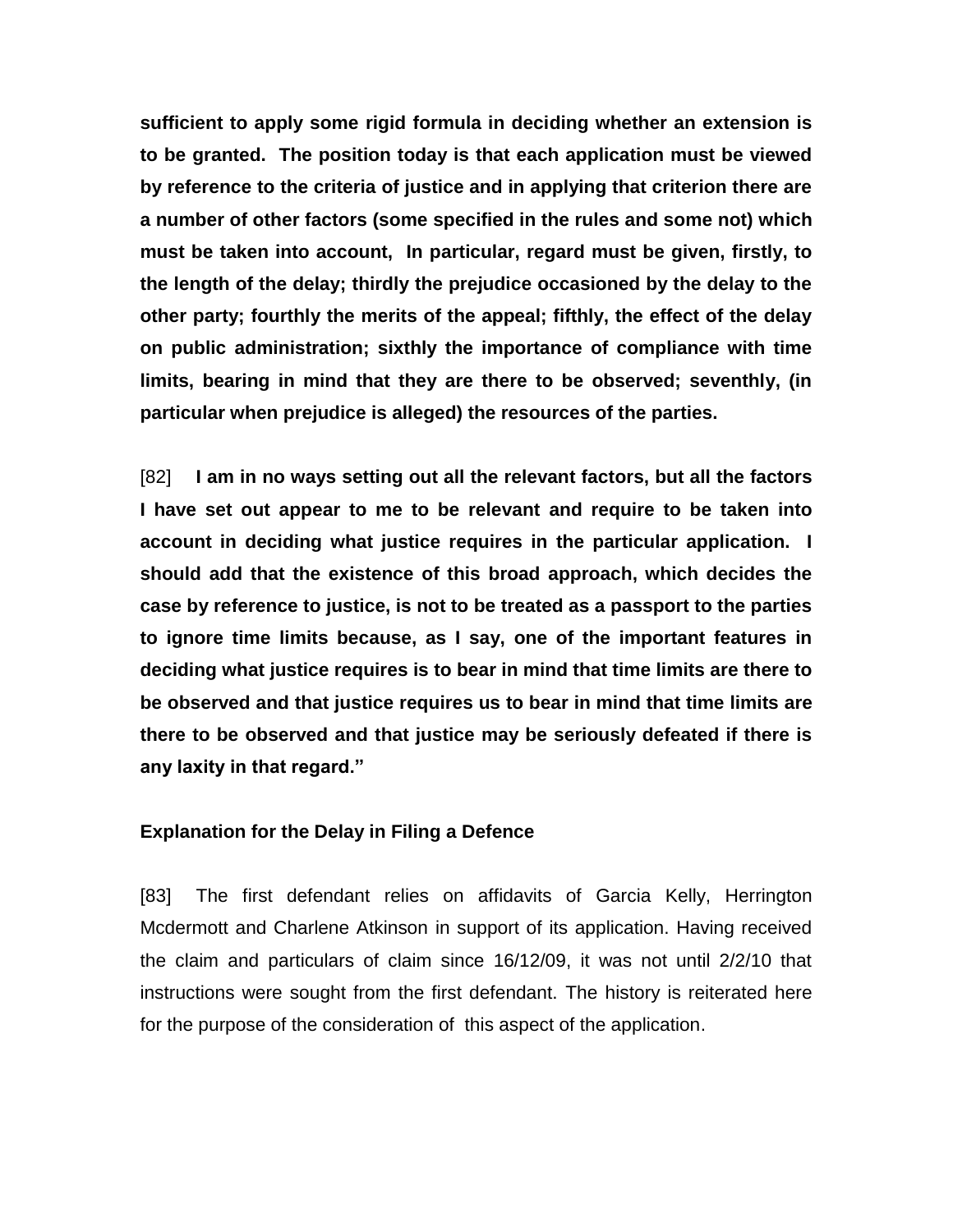**sufficient to apply some rigid formula in deciding whether an extension is to be granted. The position today is that each application must be viewed by reference to the criteria of justice and in applying that criterion there are a number of other factors (some specified in the rules and some not) which must be taken into account, In particular, regard must be given, firstly, to the length of the delay; thirdly the prejudice occasioned by the delay to the other party; fourthly the merits of the appeal; fifthly, the effect of the delay on public administration; sixthly the importance of compliance with time limits, bearing in mind that they are there to be observed; seventhly, (in particular when prejudice is alleged) the resources of the parties.**

[82] **I am in no ways setting out all the relevant factors, but all the factors I have set out appear to me to be relevant and require to be taken into account in deciding what justice requires in the particular application. I should add that the existence of this broad approach, which decides the case by reference to justice, is not to be treated as a passport to the parties to ignore time limits because, as I say, one of the important features in deciding what justice requires is to bear in mind that time limits are there to be observed and that justice requires us to bear in mind that time limits are there to be observed and that justice may be seriously defeated if there is any laxity in that regard."**

### Explanation for the Delay in Filing a Defence

[83] The first defendant relies on affidavits of Garcia Kelly, Herrington Mcdermott and Charlene Atkinson in support of its application. Having received the claim and particulars of claim since 16/12/09, it was not until 2/2/10 that instructions were sought from the first defendant. The history is reiterated here for the purpose of the consideration of this aspect of the application.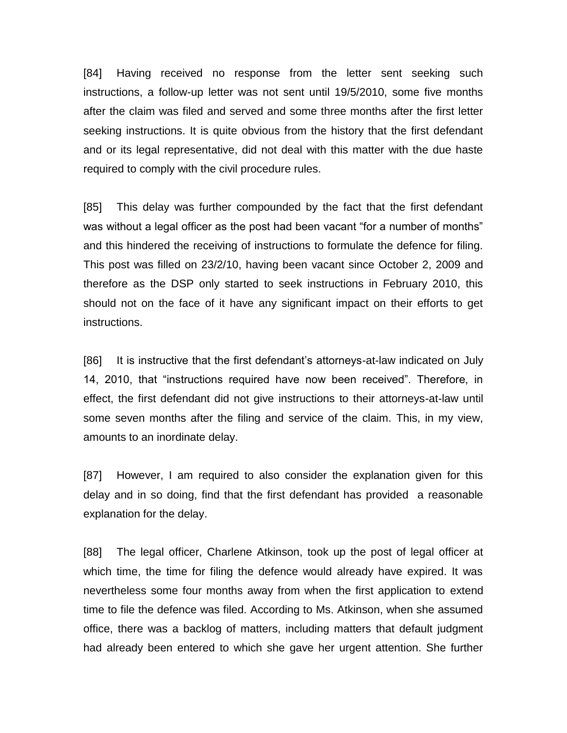[84] Having received no response from the letter sent seeking such instructions, a follow-up letter was not sent until 19/5/2010, some five months after the claim was filed and served and some three months after the first letter seeking instructions. It is quite obvious from the history that the first defendant and or its legal representative, did not deal with this matter with the due haste required to comply with the civil procedure rules.

[85] This delay was further compounded by the fact that the first defendant was without a legal officer as the post had been vacant "for a number of months" and this hindered the receiving of instructions to formulate the defence for filing. This post was filled on 23/2/10, having been vacant since October 2, 2009 and therefore as the DSP only started to seek instructions in February 2010, this should not on the face of it have any significant impact on their efforts to get instructions.

[86] It is instructive that the first defendant's attorneys-at-law indicated on July 14, 2010, that "instructions required have now been received". Therefore, in effect, the first defendant did not give instructions to their attorneys-at-law until some seven months after the filing and service of the claim. This, in my view, amounts to an inordinate delay.

[87] However, I am required to also consider the explanation given for this delay and in so doing, find that the first defendant has provided a reasonable explanation for the delay.

[88] The legal officer, Charlene Atkinson, took up the post of legal officer at which time, the time for filing the defence would already have expired. It was nevertheless some four months away from when the first application to extend time to file the defence was filed. According to Ms. Atkinson, when she assumed office, there was a backlog of matters, including matters that default judgment had already been entered to which she gave her urgent attention. She further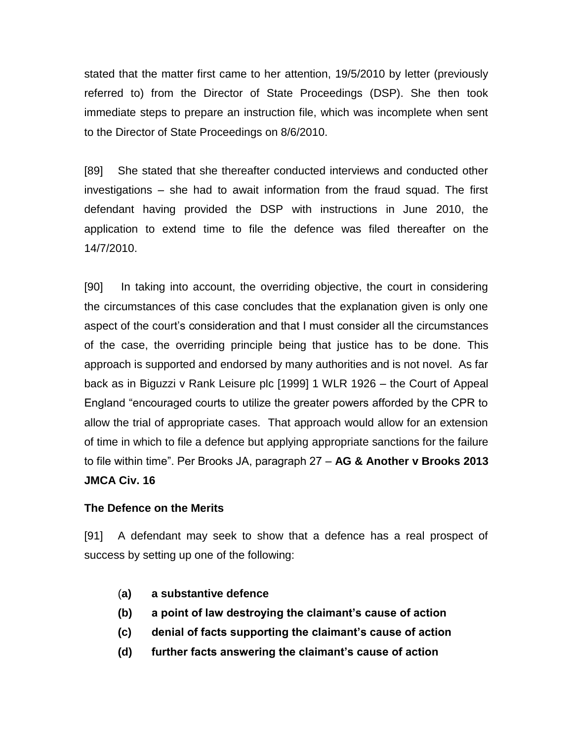stated that the matter first came to her attention, 19/5/2010 by letter (previously referred to) from the Director of State Proceedings (DSP). She then took immediate steps to prepare an instruction file, which was incomplete when sent to the Director of State Proceedings on 8/6/2010.

[89] She stated that she thereafter conducted interviews and conducted other investigations – she had to await information from the fraud squad. The first defendant having provided the DSP with instructions in June 2010, the application to extend time to file the defence was filed thereafter on the 14/7/2010.

[90] In taking into account, the overriding objective, the court in considering the circumstances of this case concludes that the explanation given is only one aspect of the court's consideration and that I must consider all the circumstances of the case, the overriding principle being that justice has to be done. This approach is supported and endorsed by many authorities and is not novel. As far back as in Biguzzi v Rank Leisure plc [1999] 1 WLR 1926 – the Court of Appeal England "encouraged courts to utilize the greater powers afforded by the CPR to allow the trial of appropriate cases. That approach would allow for an extension of time in which to file a defence but applying appropriate sanctions for the failure to file within time". Per Brooks JA, paragraph 27 – **AG & Another v Brooks 2013 JMCA Civ. 16**

**The Defence on the Merits**

[91] A defendant may seek to show that a defence has a real prospect of success by setting up one of the following:

- **(a) a substantive defence**
- **(b) a point of law destroying the claimant's cause of action**
- **(c) denial of facts supporting the claimant's cause of action**
- **(d) further facts answering the claimant's cause of action**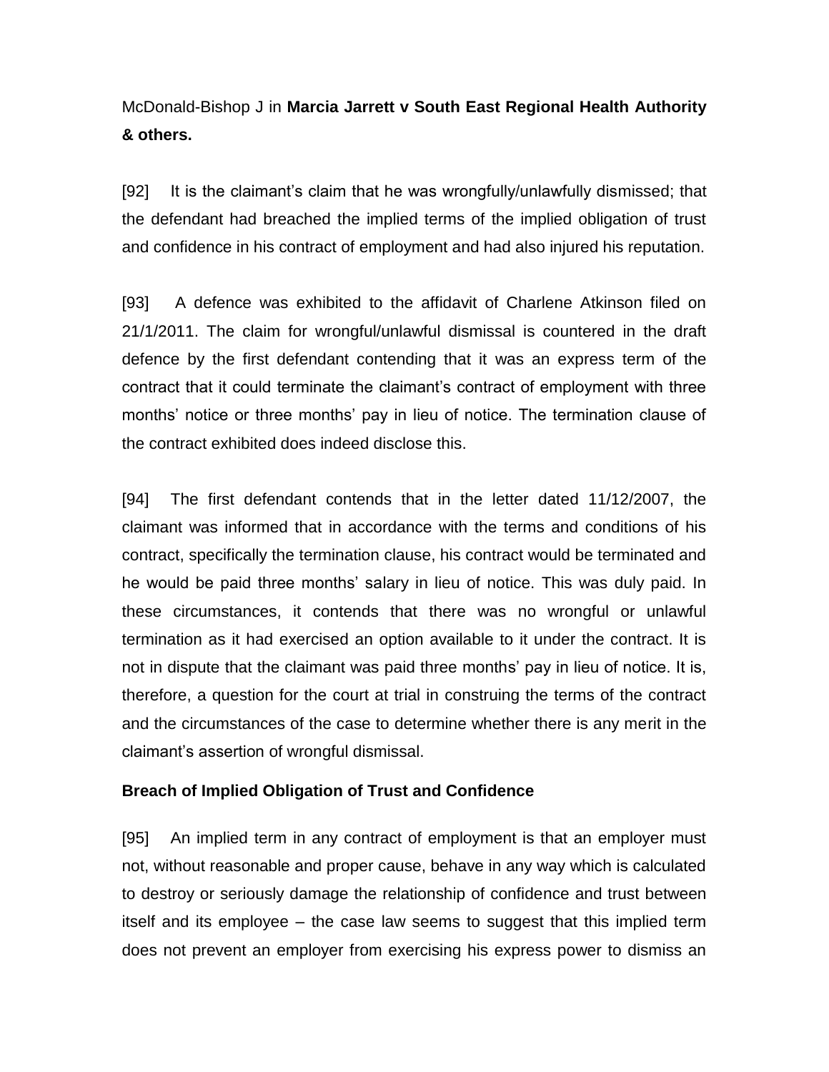McDonald-Bishop J in **Marcia Jarrett v South East Regional Health Authority & others.**

[92] It is the claimant's claim that he was wrongfully/unlawfully dismissed; that the defendant had breached the implied terms of the implied obligation of trust and confidence in his contract of employment and had also injured his reputation.

[93] A defence was exhibited to the affidavit of Charlene Atkinson filed on 21/1/2011. The claim for wrongful/unlawful dismissal is countered in the draft defence by the first defendant contending that it was an express term of the contract that it could terminate the claimant's contract of employment with three months' notice or three months' pay in lieu of notice. The termination clause of the contract exhibited does indeed disclose this.

[94] The first defendant contends that in the letter dated 11/12/2007, the claimant was informed that in accordance with the terms and conditions of his contract, specifically the termination clause, his contract would be terminated and he would be paid three months' salary in lieu of notice. This was duly paid. In these circumstances, it contends that there was no wrongful or unlawful termination as it had exercised an option available to it under the contract. It is not in dispute that the claimant was paid three months' pay in lieu of notice. It is, therefore, a question for the court at trial in construing the terms of the contract and the circumstances of the case to determine whether there is any merit in the claimant's assertion of wrongful dismissal.

**Breach of Implied Obligation of Trust and Confidence**

[95] An implied term in any contract of employment is that an employer must not, without reasonable and proper cause, behave in any way which is calculated to destroy or seriously damage the relationship of confidence and trust between itself and its employee – the case law seems to suggest that this implied term does not prevent an employer from exercising his express power to dismiss an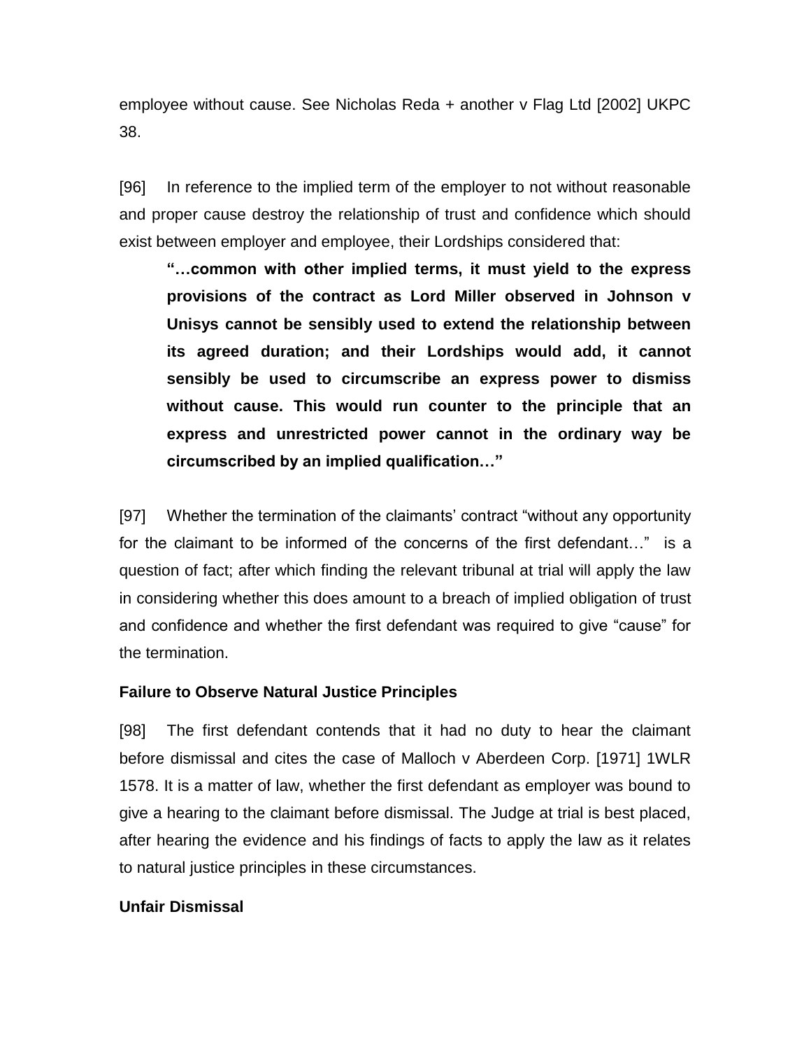employee without cause. See Nicholas Reda + another v Flag Ltd [2002] UKPC 38.

[96] In reference to the implied term of the employer to not without reasonable and proper cause destroy the relationship of trust and confidence which should exist between employer and employee, their Lordships considered that:

> **"…common with other implied terms, it must yield to the express provisions of the contract as Lord Miller observed in Johnson v Unisys cannot be sensibly used to extend the relationship between its agreed duration; and their Lordships would add, it cannot sensibly be used to circumscribe an express power to dismiss without cause. This would run counter to the principle that an express and unrestricted power cannot in the ordinary way be circumscribed by an implied qualification…"**

[97] Whether the termination of the claimants' contract "without any opportunity for the claimant to be informed of the concerns of the first defendant…" is a question of fact; after which finding the relevant tribunal at trial will apply the law in considering whether this does amount to a breach of implied obligation of trust and confidence and whether the first defendant was required to give "cause" for the termination.

**Failure to Observe Natural Justice Principles**

[98] The first defendant contends that it had no duty to hear the claimant before dismissal and cites the case of Malloch v Aberdeen Corp. [1971] 1WLR 1578. It is a matter of law, whether the first defendant as employer was bound to give a hearing to the claimant before dismissal. The Judge at trial is best placed, after hearing the evidence and his findings of facts to apply the law as it relates to natural justice principles in these circumstances.

**Unfair Dismissal**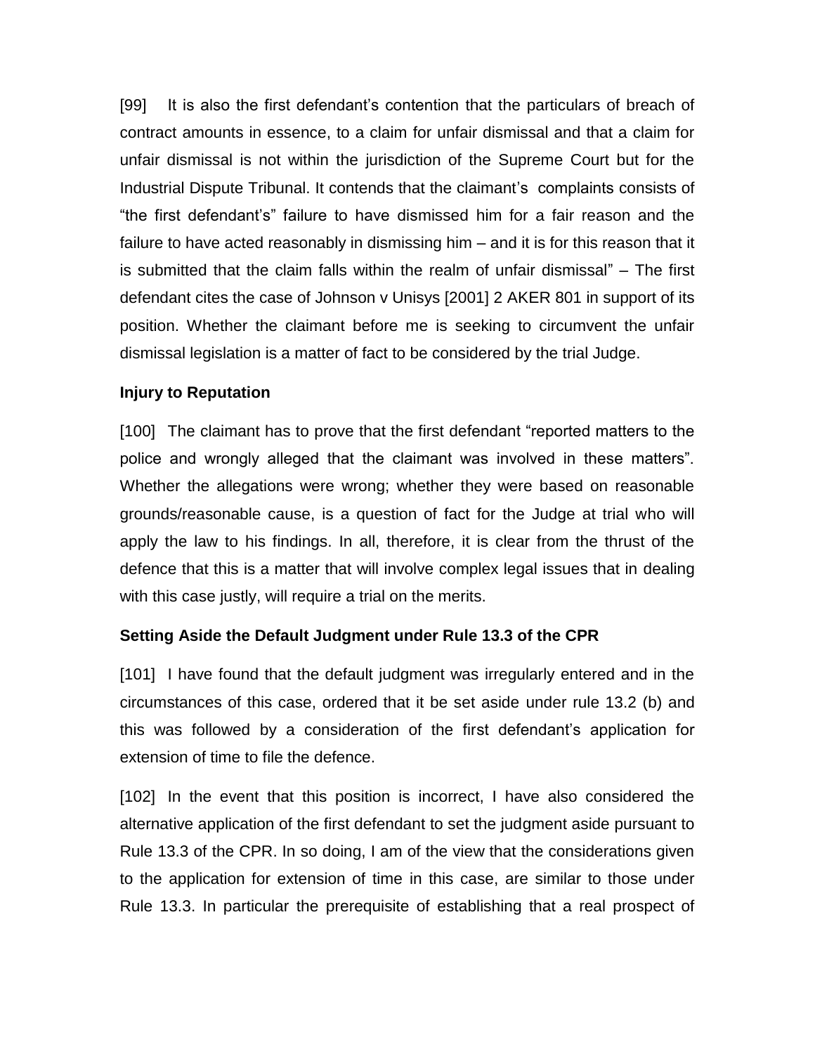[99] It is also the first defendant's contention that the particulars of breach of contract amounts in essence, to a claim for unfair dismissal and that a claim for unfair dismissal is not within the jurisdiction of the Supreme Court but for the Industrial Dispute Tribunal. It contends that the claimant's complaints consists of "the first defendant's" failure to have dismissed him for a fair reason and the failure to have acted reasonably in dismissing him – and it is for this reason that it is submitted that the claim falls within the realm of unfair dismissal" – The first defendant cites the case of Johnson v Unisys [2001] 2 AKER 801 in support of its position. Whether the claimant before me is seeking to circumvent the unfair dismissal legislation is a matter of fact to be considered by the trial Judge.

**Injury to Reputation**

[100] The claimant has to prove that the first defendant "reported matters to the police and wrongly alleged that the claimant was involved in these matters". Whether the allegations were wrong; whether they were based on reasonable grounds/reasonable cause, is a question of fact for the Judge at trial who will apply the law to his findings. In all, therefore, it is clear from the thrust of the defence that this is a matter that will involve complex legal issues that in dealing with this case justly, will require a trial on the merits.

**Setting Aside the Default Judgment under Rule 13.3 of the CPR**

[101] I have found that the default judgment was irregularly entered and in the circumstances of this case, ordered that it be set aside under rule 13.2 (b) and this was followed by a consideration of the first defendant's application for extension of time to file the defence.

[102] In the event that this position is incorrect, I have also considered the alternative application of the first defendant to set the judgment aside pursuant to Rule 13.3 of the CPR. In so doing, I am of the view that the considerations given to the application for extension of time in this case, are similar to those under Rule 13.3. In particular the prerequisite of establishing that a real prospect of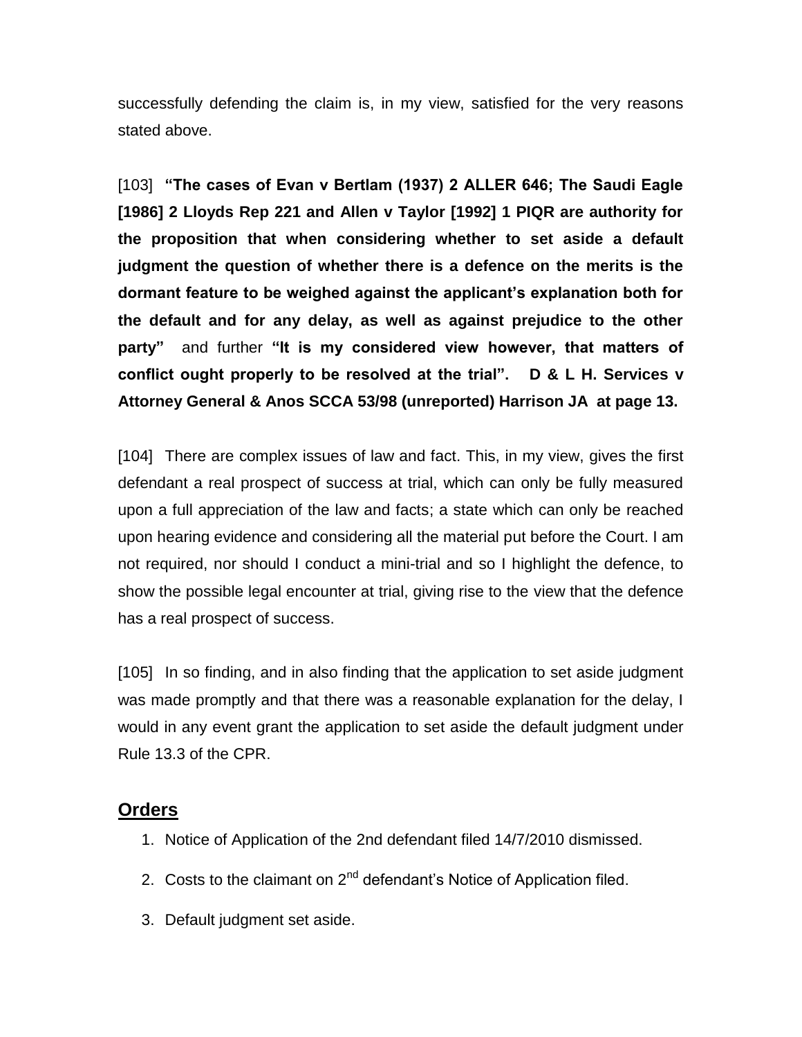successfully defending the claim is, in my view, satisfied for the very reasons stated above.

[103] **"The cases of Evan v Bertlam (1937) 2 ALLER 646; The Saudi Eagle [1986] 2 Lloyds Rep 221 and Allen v Taylor [1992] 1 PIQR are authority for the proposition that when considering whether to set aside a default judgment the question of whether there is a defence on the merits is the dormant feature to be weighed against the applicant's explanation both for the default and for any delay, as well as against prejudice to the other party"** and further **"It is my considered view however, that matters of conflict ought properly to be resolved at the trial". D & L H. Services v Attorney General & Anos SCCA 53/98 (unreported) Harrison JA at page 13.**

[104] There are complex issues of law and fact. This, in my view, gives the first defendant a real prospect of success at trial, which can only be fully measured upon a full appreciation of the law and facts; a state which can only be reached upon hearing evidence and considering all the material put before the Court. I am not required, nor should I conduct a mini-trial and so I highlight the defence, to show the possible legal encounter at trial, giving rise to the view that the defence has a real prospect of success.

[105] In so finding, and in also finding that the application to set aside judgment was made promptly and that there was a reasonable explanation for the delay, I would in any event grant the application to set aside the default judgment under Rule 13.3 of the CPR.

## Orders

1. Notice of Application of the 2nd defendant filed 14/7/2010 dismissed.
2. Costs to the claimant on 2nd defendant's Notice of Application filed.
3. Default judgment set aside.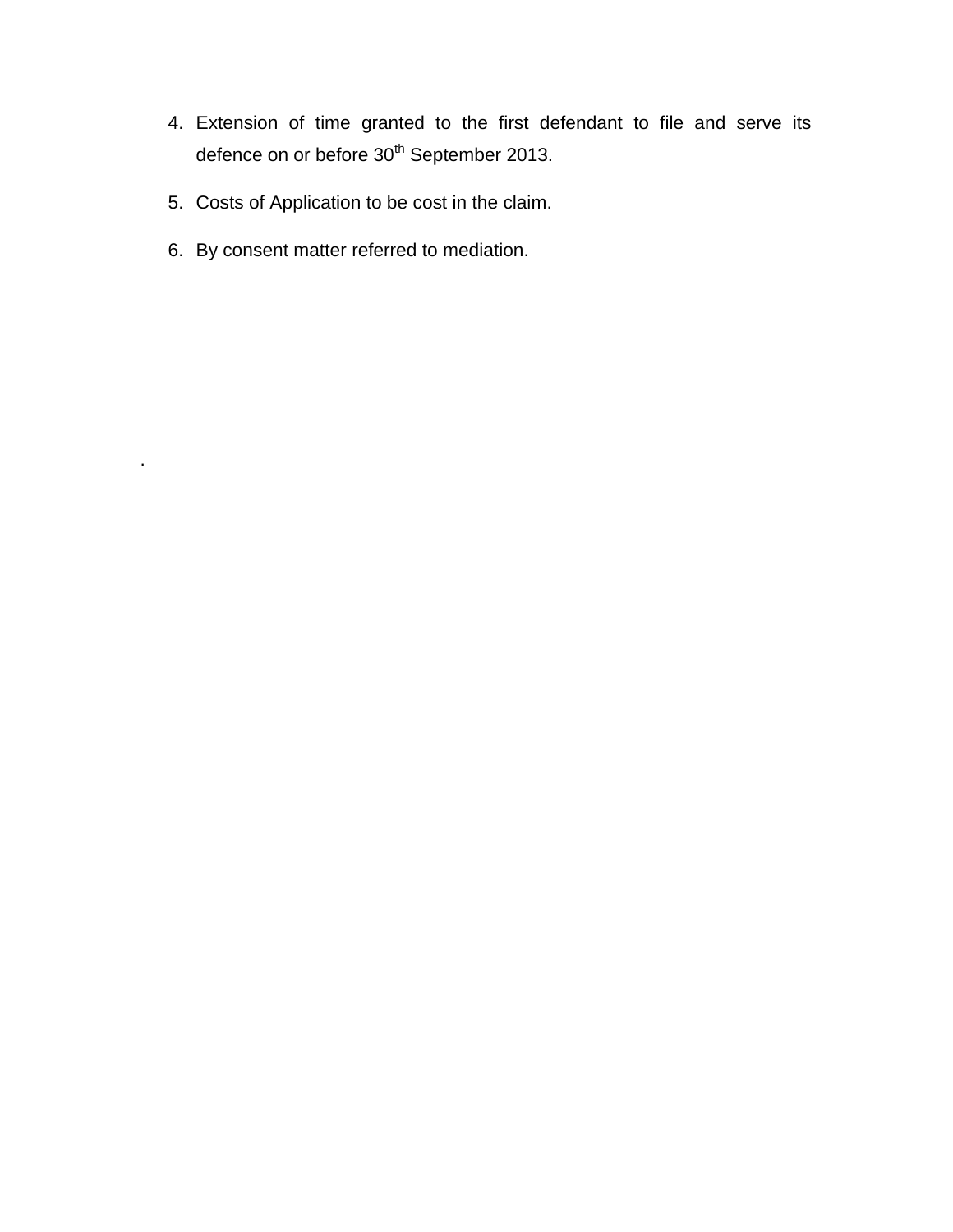4. Extension of time granted to the first defendant to file and serve its defence on or before 30th September 2013.

5. Costs of Application to be cost in the claim.

6. By consent matter referred to mediation.

.